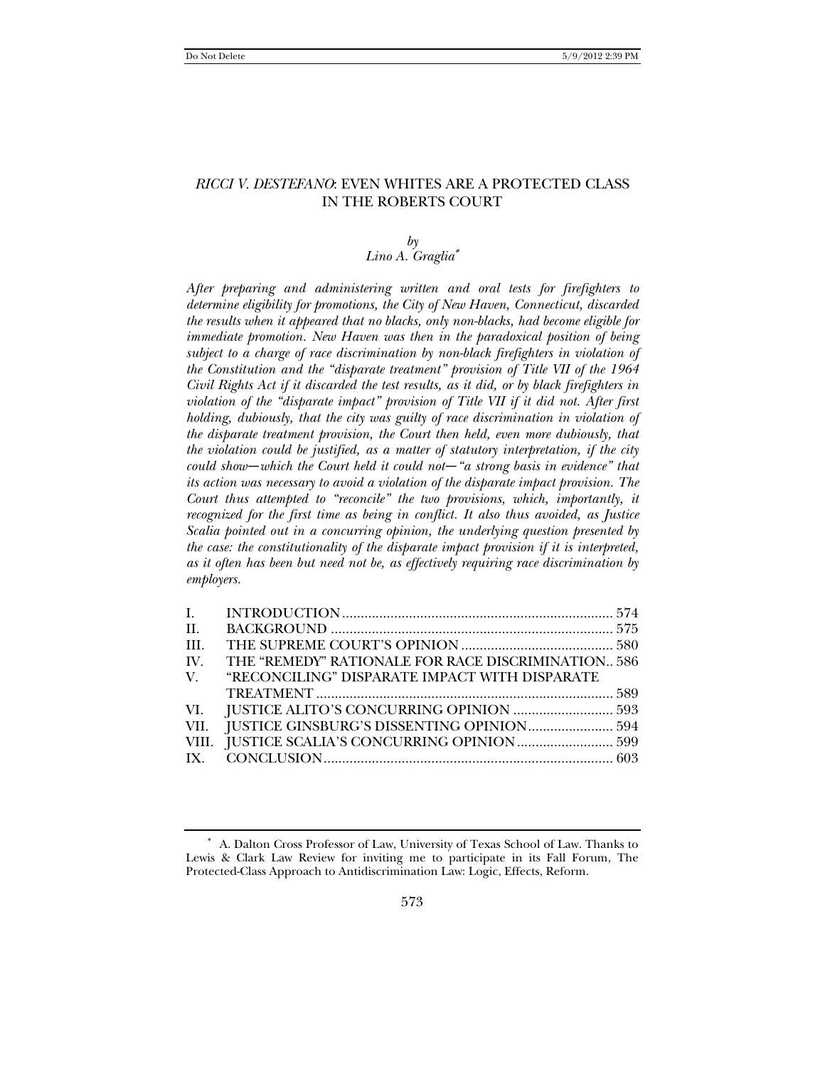# *RICCI V. DESTEFANO*: EVEN WHITES ARE A PROTECTED CLASS IN THE ROBERTS COURT

*by*
*Lino A. Graglia*[*]

*After preparing and administering written and oral tests for firefighters to determine eligibility for promotions, the City of New Haven, Connecticut, discarded the results when it appeared that no blacks, only non-blacks, had become eligible for immediate promotion. New Haven was then in the paradoxical position of being subject to a charge of race discrimination by non-black firefighters in violation of the Constitution and the "disparate treatment" provision of Title VII of the 1964 Civil Rights Act if it discarded the test results, as it did, or by black firefighters in violation of the "disparate impact" provision of Title VII if it did not. After first holding, dubiously, that the city was guilty of race discrimination in violation of the disparate treatment provision, the Court then held, even more dubiously, that the violation could be justified, as a matter of statutory interpretation, if the city could show—which the Court held it could not—"a strong basis in evidence" that its action was necessary to avoid a violation of the disparate impact provision. The Court thus attempted to "reconcile" the two provisions, which, importantly, it recognized for the first time as being in conflict. It also thus avoided, as Justice Scalia pointed out in a concurring opinion, the underlying question presented by the case: the constitutionality of the disparate impact provision if it is interpreted, as it often has been but need not be, as effectively requiring race discrimination by employers.*

| | | |
|---|---|---|
| I. | INTRODUCTION | 574 |
| II. | BACKGROUND | 575 |
| III. | THE SUPREME COURT'S OPINION | 580 |
| IV. | THE "REMEDY" RATIONALE FOR RACE DISCRIMINATION | 586 |
| V. | "RECONCILING" DISPARATE IMPACT WITH DISPARATE TREATMENT | 589 |
| VI. | JUSTICE ALITO'S CONCURRING OPINION | 593 |
| VII. | JUSTICE GINSBURG'S DISSENTING OPINION | 594 |
| VIII. | JUSTICE SCALIA'S CONCURRING OPINION | 599 |
| IX. | CONCLUSION | 603 |

[*] A. Dalton Cross Professor of Law, University of Texas School of Law. Thanks to Lewis & Clark Law Review for inviting me to participate in its Fall Forum, The Protected-Class Approach to Antidiscrimination Law: Logic, Effects, Reform.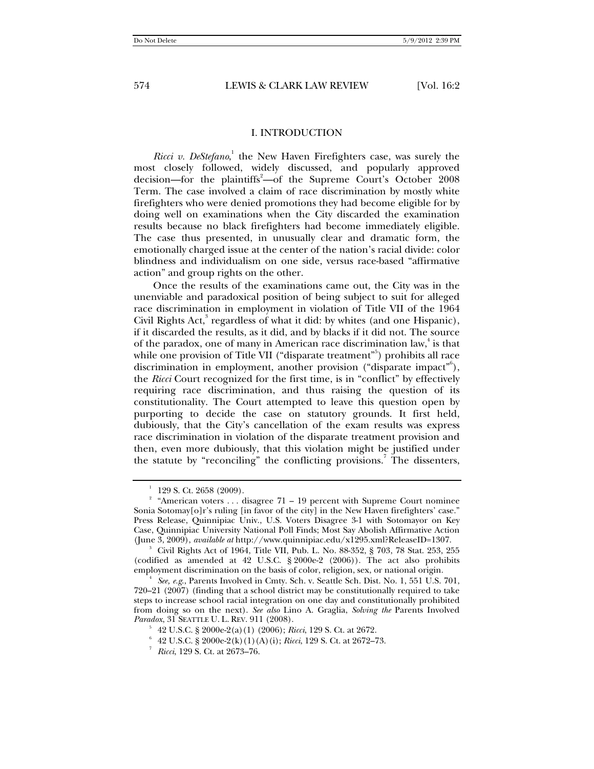## I. INTRODUCTION

*Ricci v. DeStefano*,[1] the New Haven Firefighters case, was surely the most closely followed, widely discussed, and popularly approved decision—for the plaintiffs[2]—of the Supreme Court's October 2008 Term. The case involved a claim of race discrimination by mostly white firefighters who were denied promotions they had become eligible for by doing well on examinations when the City discarded the examination results because no black firefighters had become immediately eligible. The case thus presented, in unusually clear and dramatic form, the emotionally charged issue at the center of the nation's racial divide: color blindness and individualism on one side, versus race-based "affirmative action" and group rights on the other.

Once the results of the examinations came out, the City was in the unenviable and paradoxical position of being subject to suit for alleged race discrimination in employment in violation of Title VII of the 1964 Civil Rights Act,[3] regardless of what it did: by whites (and one Hispanic), if it discarded the results, as it did, and by blacks if it did not. The source of the paradox, one of many in American race discrimination law,[4] is that while one provision of Title VII ("disparate treatment"[5]) prohibits all race discrimination in employment, another provision ("disparate impact"[6]), the *Ricci* Court recognized for the first time, is in "conflict" by effectively requiring race discrimination, and thus raising the question of its constitutionality. The Court attempted to leave this question open by purporting to decide the case on statutory grounds. It first held, dubiously, that the City's cancellation of the exam results was express race discrimination in violation of the disparate treatment provision and then, even more dubiously, that this violation might be justified under the statute by "reconciling" the conflicting provisions.[7] The dissenters,

---

[1] 129 S. Ct. 2658 (2009).

[2] "American voters . . . disagree 71 – 19 percent with Supreme Court nominee Sonia Sotomay[o]r's ruling [in favor of the city] in the New Haven firefighters' case." Press Release, Quinnipiac Univ., U.S. Voters Disagree 3-1 with Sotomayor on Key Case, Quinnipiac University National Poll Finds; Most Say Abolish Affirmative Action (June 3, 2009), *available at* http://www.quinnipiac.edu/x1295.xml?ReleaseID=1307.

[3] Civil Rights Act of 1964, Title VII, Pub. L. No. 88-352, § 703, 78 Stat. 253, 255 (codified as amended at 42 U.S.C. § 2000e-2 (2006)). The act also prohibits employment discrimination on the basis of color, religion, sex, or national origin.

[4] *See, e.g.*, Parents Involved in Cmty. Sch. v. Seattle Sch. Dist. No. 1, 551 U.S. 701, 720–21 (2007) (finding that a school district may be constitutionally required to take steps to increase school racial integration on one day and constitutionally prohibited from doing so on the next). *See also* Lino A. Graglia, *Solving the* Parents Involved *Paradox*, 31 SEATTLE U. L. REV. 911 (2008).

[5] 42 U.S.C. § 2000e-2(a)(1) (2006); *Ricci*, 129 S. Ct. at 2672.

[6] 42 U.S.C. § 2000e-2(k)(1)(A)(i); *Ricci*, 129 S. Ct. at 2672–73.

[7] *Ricci*, 129 S. Ct. at 2673–76.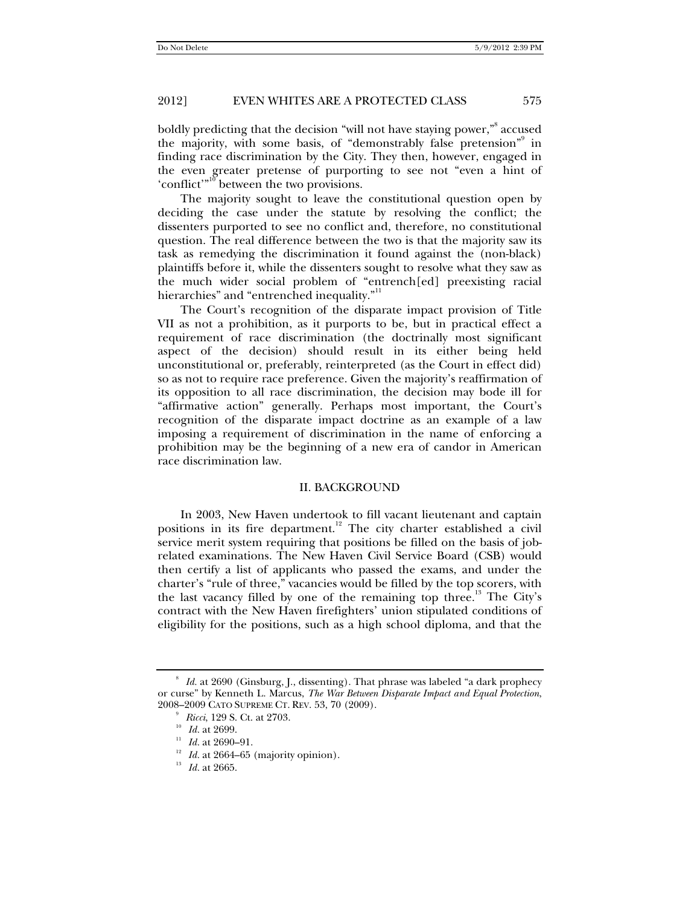boldly predicting that the decision "will not have staying power,"[8] accused the majority, with some basis, of "demonstrably false pretension"[9] in finding race discrimination by the City. They then, however, engaged in the even greater pretense of purporting to see not "even a hint of 'conflict'"[10] between the two provisions.

The majority sought to leave the constitutional question open by deciding the case under the statute by resolving the conflict; the dissenters purported to see no conflict and, therefore, no constitutional question. The real difference between the two is that the majority saw its task as remedying the discrimination it found against the (non-black) plaintiffs before it, while the dissenters sought to resolve what they saw as the much wider social problem of "entrench[ed] preexisting racial hierarchies" and "entrenched inequality."[11]

The Court's recognition of the disparate impact provision of Title VII as not a prohibition, as it purports to be, but in practical effect a requirement of race discrimination (the doctrinally most significant aspect of the decision) should result in its either being held unconstitutional or, preferably, reinterpreted (as the Court in effect did) so as not to require race preference. Given the majority's reaffirmation of its opposition to all race discrimination, the decision may bode ill for "affirmative action" generally. Perhaps most important, the Court's recognition of the disparate impact doctrine as an example of a law imposing a requirement of discrimination in the name of enforcing a prohibition may be the beginning of a new era of candor in American race discrimination law.

## II. BACKGROUND

In 2003, New Haven undertook to fill vacant lieutenant and captain positions in its fire department.[12] The city charter established a civil service merit system requiring that positions be filled on the basis of job-related examinations. The New Haven Civil Service Board (CSB) would then certify a list of applicants who passed the exams, and under the charter's "rule of three," vacancies would be filled by the top scorers, with the last vacancy filled by one of the remaining top three.[13] The City's contract with the New Haven firefighters' union stipulated conditions of eligibility for the positions, such as a high school diploma, and that the

---

[8] *Id.* at 2690 (Ginsburg, J., dissenting). That phrase was labeled "a dark prophecy or curse" by Kenneth L. Marcus, *The War Between Disparate Impact and Equal Protection*, 2008–2009 CATO SUPREME CT. REV. 53, 70 (2009).

[9] *Ricci*, 129 S. Ct. at 2703.

[10] *Id.* at 2699.

[11] *Id.* at 2690–91.

[12] *Id.* at 2664–65 (majority opinion).

[13] *Id.* at 2665.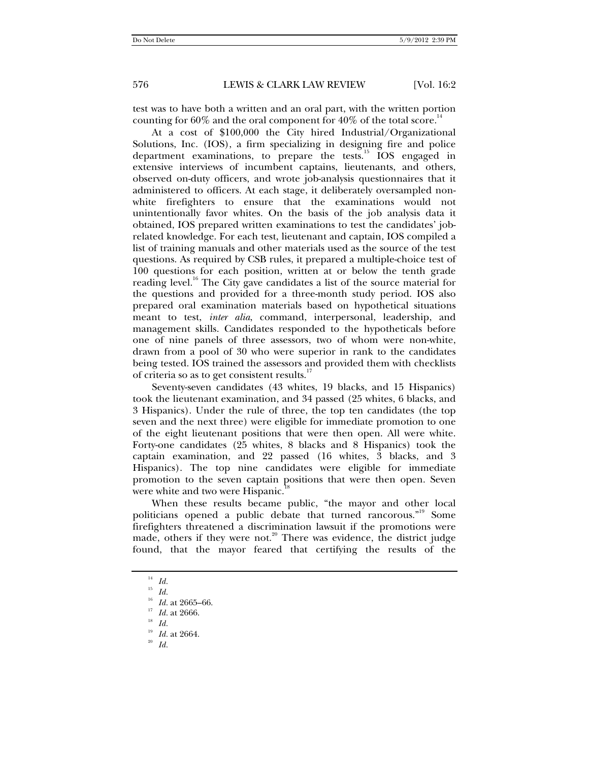test was to have both a written and an oral part, with the written portion counting for 60% and the oral component for 40% of the total score.[14]

At a cost of $100,000 the City hired Industrial/Organizational Solutions, Inc. (IOS), a firm specializing in designing fire and police department examinations, to prepare the tests.[15] IOS engaged in extensive interviews of incumbent captains, lieutenants, and others, observed on-duty officers, and wrote job-analysis questionnaires that it administered to officers. At each stage, it deliberately oversampled non-white firefighters to ensure that the examinations would not unintentionally favor whites. On the basis of the job analysis data it obtained, IOS prepared written examinations to test the candidates' job-related knowledge. For each test, lieutenant and captain, IOS compiled a list of training manuals and other materials used as the source of the test questions. As required by CSB rules, it prepared a multiple-choice test of 100 questions for each position, written at or below the tenth grade reading level.[16] The City gave candidates a list of the source material for the questions and provided for a three-month study period. IOS also prepared oral examination materials based on hypothetical situations meant to test, *inter alia*, command, interpersonal, leadership, and management skills. Candidates responded to the hypotheticals before one of nine panels of three assessors, two of whom were non-white, drawn from a pool of 30 who were superior in rank to the candidates being tested. IOS trained the assessors and provided them with checklists of criteria so as to get consistent results.[17]

Seventy-seven candidates (43 whites, 19 blacks, and 15 Hispanics) took the lieutenant examination, and 34 passed (25 whites, 6 blacks, and 3 Hispanics). Under the rule of three, the top ten candidates (the top seven and the next three) were eligible for immediate promotion to one of the eight lieutenant positions that were then open. All were white. Forty-one candidates (25 whites, 8 blacks and 8 Hispanics) took the captain examination, and 22 passed (16 whites, 3 blacks, and 3 Hispanics). The top nine candidates were eligible for immediate promotion to the seven captain positions that were then open. Seven were white and two were Hispanic.[18]

When these results became public, "the mayor and other local politicians opened a public debate that turned rancorous."[19] Some firefighters threatened a discrimination lawsuit if the promotions were made, others if they were not.[20] There was evidence, the district judge found, that the mayor feared that certifying the results of the

---

[14] *Id.*

[15] *Id.*

[16] *Id.* at 2665–66.

[17] *Id.* at 2666.

[18] *Id.*

[19] *Id.* at 2664.

[20] *Id.*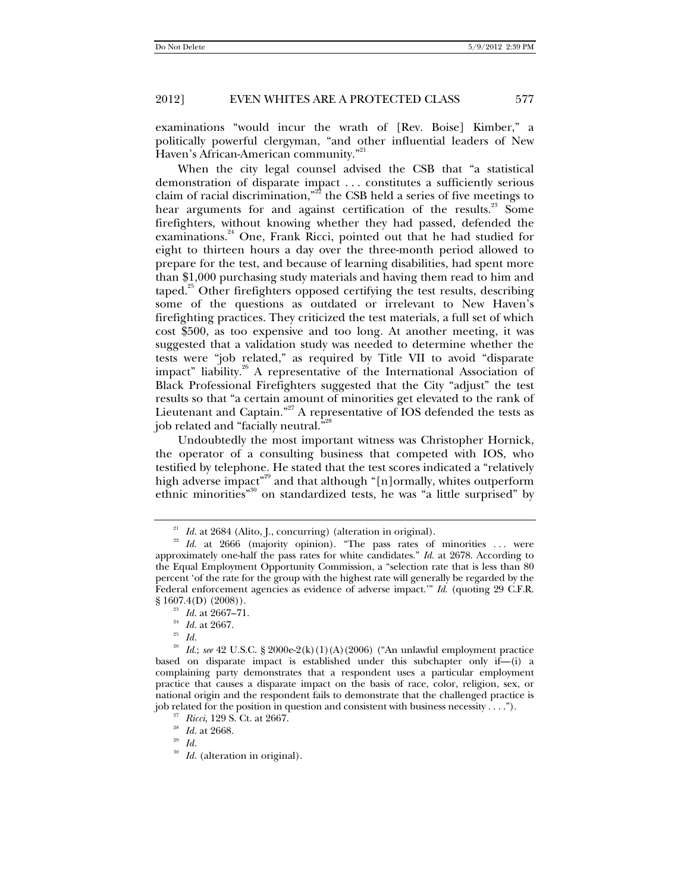examinations "would incur the wrath of [Rev. Boise] Kimber," a politically powerful clergyman, "and other influential leaders of New Haven's African-American community."[21]

When the city legal counsel advised the CSB that "a statistical demonstration of disparate impact . . . constitutes a sufficiently serious claim of racial discrimination,"[22] the CSB held a series of five meetings to hear arguments for and against certification of the results.[23] Some firefighters, without knowing whether they had passed, defended the examinations.[24] One, Frank Ricci, pointed out that he had studied for eight to thirteen hours a day over the three-month period allowed to prepare for the test, and because of learning disabilities, had spent more than $1,000 purchasing study materials and having them read to him and taped.[25] Other firefighters opposed certifying the test results, describing some of the questions as outdated or irrelevant to New Haven's firefighting practices. They criticized the test materials, a full set of which cost $500, as too expensive and too long. At another meeting, it was suggested that a validation study was needed to determine whether the tests were "job related," as required by Title VII to avoid "disparate impact" liability.[26] A representative of the International Association of Black Professional Firefighters suggested that the City "adjust" the test results so that "a certain amount of minorities get elevated to the rank of Lieutenant and Captain."[27] A representative of IOS defended the tests as job related and "facially neutral."[28]

Undoubtedly the most important witness was Christopher Hornick, the operator of a consulting business that competed with IOS, who testified by telephone. He stated that the test scores indicated a "relatively high adverse impact"[29] and that although "[n]ormally, whites outperform ethnic minorities"[30] on standardized tests, he was "a little surprised" by

---

[21] *Id.* at 2684 (Alito, J., concurring) (alteration in original).

[22] *Id.* at 2666 (majority opinion). "The pass rates of minorities . . . were approximately one-half the pass rates for white candidates." *Id.* at 2678. According to the Equal Employment Opportunity Commission, a "selection rate that is less than 80 percent 'of the rate for the group with the highest rate will generally be regarded by the Federal enforcement agencies as evidence of adverse impact.'" *Id.* (quoting 29 C.F.R. § 1607.4(D) (2008)).

[23] *Id.* at 2667–71.

[24] *Id.* at 2667.

[25] *Id.*

[26] *Id.*; *see* 42 U.S.C. § 2000e-2(k)(1)(A)(2006) ("An unlawful employment practice based on disparate impact is established under this subchapter only if—(i) a complaining party demonstrates that a respondent uses a particular employment practice that causes a disparate impact on the basis of race, color, religion, sex, or national origin and the respondent fails to demonstrate that the challenged practice is job related for the position in question and consistent with business necessity . . . .").

[27] *Ricci*, 129 S. Ct. at 2667.

[28] *Id.* at 2668.

[29] *Id.*

[30] *Id.* (alteration in original).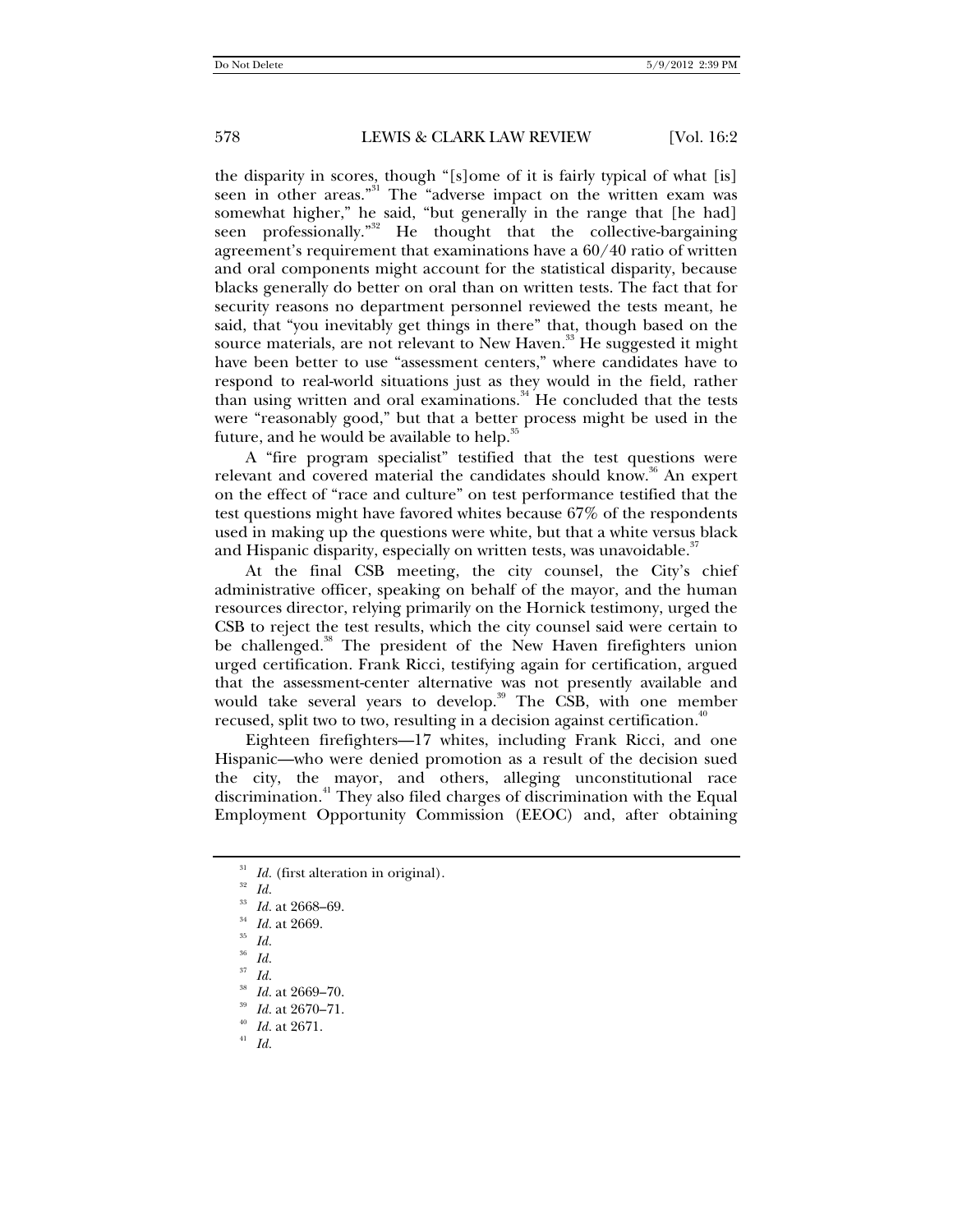the disparity in scores, though "[s]ome of it is fairly typical of what [is] seen in other areas."[31] The "adverse impact on the written exam was somewhat higher," he said, "but generally in the range that [he had] seen professionally."[32] He thought that the collective-bargaining agreement's requirement that examinations have a 60/40 ratio of written and oral components might account for the statistical disparity, because blacks generally do better on oral than on written tests. The fact that for security reasons no department personnel reviewed the tests meant, he said, that "you inevitably get things in there" that, though based on the source materials, are not relevant to New Haven.[33] He suggested it might have been better to use "assessment centers," where candidates have to respond to real-world situations just as they would in the field, rather than using written and oral examinations.[34] He concluded that the tests were "reasonably good," but that a better process might be used in the future, and he would be available to help.[35]

A "fire program specialist" testified that the test questions were relevant and covered material the candidates should know.[36] An expert on the effect of "race and culture" on test performance testified that the test questions might have favored whites because 67% of the respondents used in making up the questions were white, but that a white versus black and Hispanic disparity, especially on written tests, was unavoidable.[37]

At the final CSB meeting, the city counsel, the City's chief administrative officer, speaking on behalf of the mayor, and the human resources director, relying primarily on the Hornick testimony, urged the CSB to reject the test results, which the city counsel said were certain to be challenged.[38] The president of the New Haven firefighters union urged certification. Frank Ricci, testifying again for certification, argued that the assessment-center alternative was not presently available and would take several years to develop.[39] The CSB, with one member recused, split two to two, resulting in a decision against certification.[40]

Eighteen firefighters—17 whites, including Frank Ricci, and one Hispanic—who were denied promotion as a result of the decision sued the city, the mayor, and others, alleging unconstitutional race discrimination.[41] They also filed charges of discrimination with the Equal Employment Opportunity Commission (EEOC) and, after obtaining

---

[31] *Id.* (first alteration in original).

[32] *Id.*

[33] *Id.* at 2668–69.

[34] *Id.* at 2669.

[35] *Id.*

[36] *Id.*

[37] *Id.*

[38] *Id.* at 2669–70.

[39] *Id.* at 2670–71.

[40] *Id.* at 2671.

[41] *Id.*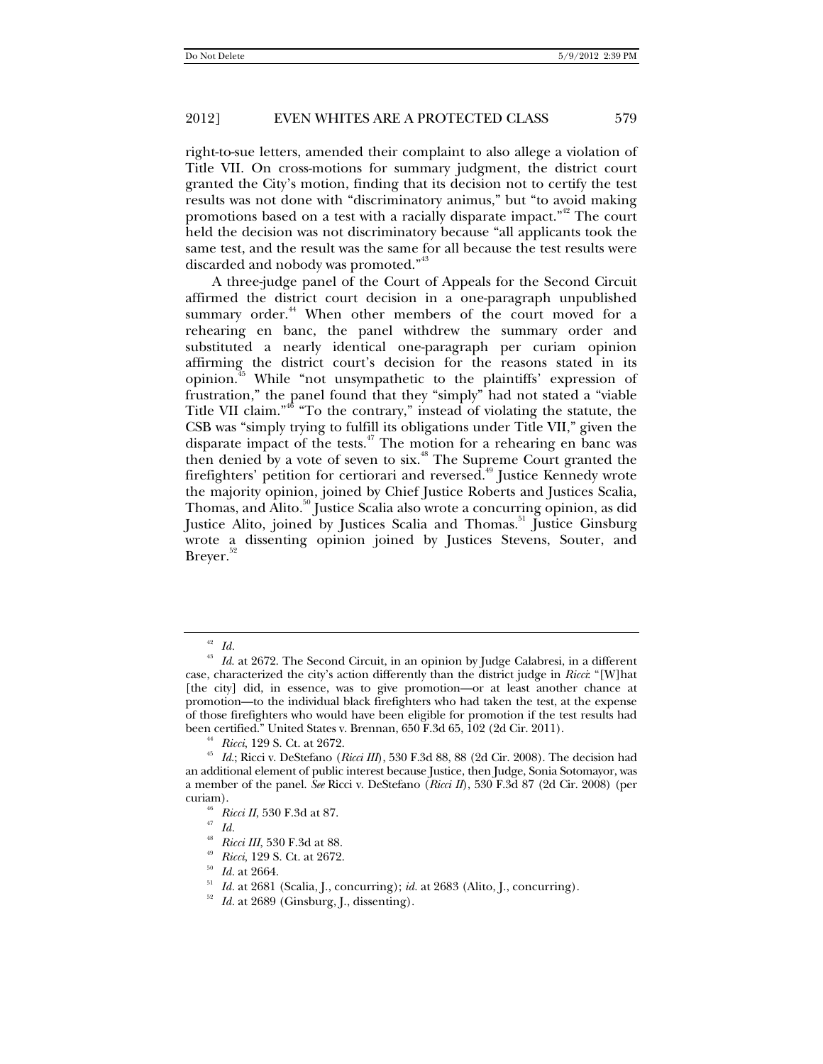right-to-sue letters, amended their complaint to also allege a violation of Title VII. On cross-motions for summary judgment, the district court granted the City's motion, finding that its decision not to certify the test results was not done with "discriminatory animus," but "to avoid making promotions based on a test with a racially disparate impact."[42] The court held the decision was not discriminatory because "all applicants took the same test, and the result was the same for all because the test results were discarded and nobody was promoted."[43]

A three-judge panel of the Court of Appeals for the Second Circuit affirmed the district court decision in a one-paragraph unpublished summary order.[44] When other members of the court moved for a rehearing en banc, the panel withdrew the summary order and substituted a nearly identical one-paragraph per curiam opinion affirming the district court's decision for the reasons stated in its opinion.[45] While "not unsympathetic to the plaintiffs' expression of frustration," the panel found that they "simply" had not stated a "viable Title VII claim."[46] "To the contrary," instead of violating the statute, the CSB was "simply trying to fulfill its obligations under Title VII," given the disparate impact of the tests.[47] The motion for a rehearing en banc was then denied by a vote of seven to six.[48] The Supreme Court granted the firefighters' petition for certiorari and reversed.[49] Justice Kennedy wrote the majority opinion, joined by Chief Justice Roberts and Justices Scalia, Thomas, and Alito.[50] Justice Scalia also wrote a concurring opinion, as did Justice Alito, joined by Justices Scalia and Thomas.[51] Justice Ginsburg wrote a dissenting opinion joined by Justices Stevens, Souter, and Breyer.[52]

---

[42] *Id.*

[43] *Id.* at 2672. The Second Circuit, in an opinion by Judge Calabresi, in a different case, characterized the city's action differently than the district judge in *Ricci*: "[W]hat [the city] did, in essence, was to give promotion—or at least another chance at promotion—to the individual black firefighters who had taken the test, at the expense of those firefighters who would have been eligible for promotion if the test results had been certified." United States v. Brennan, 650 F.3d 65, 102 (2d Cir. 2011).

[44] *Ricci*, 129 S. Ct. at 2672.

[45] *Id.*; Ricci v. DeStefano (*Ricci III*), 530 F.3d 88, 88 (2d Cir. 2008). The decision had an additional element of public interest because Justice, then Judge, Sonia Sotomayor, was a member of the panel. *See* Ricci v. DeStefano (*Ricci II*), 530 F.3d 87 (2d Cir. 2008) (per curiam).

[46] *Ricci II*, 530 F.3d at 87.

[47] *Id.*

[48] *Ricci III*, 530 F.3d at 88.

[49] *Ricci*, 129 S. Ct. at 2672.

[50] *Id.* at 2664.

[51] *Id.* at 2681 (Scalia, J., concurring); *id.* at 2683 (Alito, J., concurring).

[52] *Id.* at 2689 (Ginsburg, J., dissenting).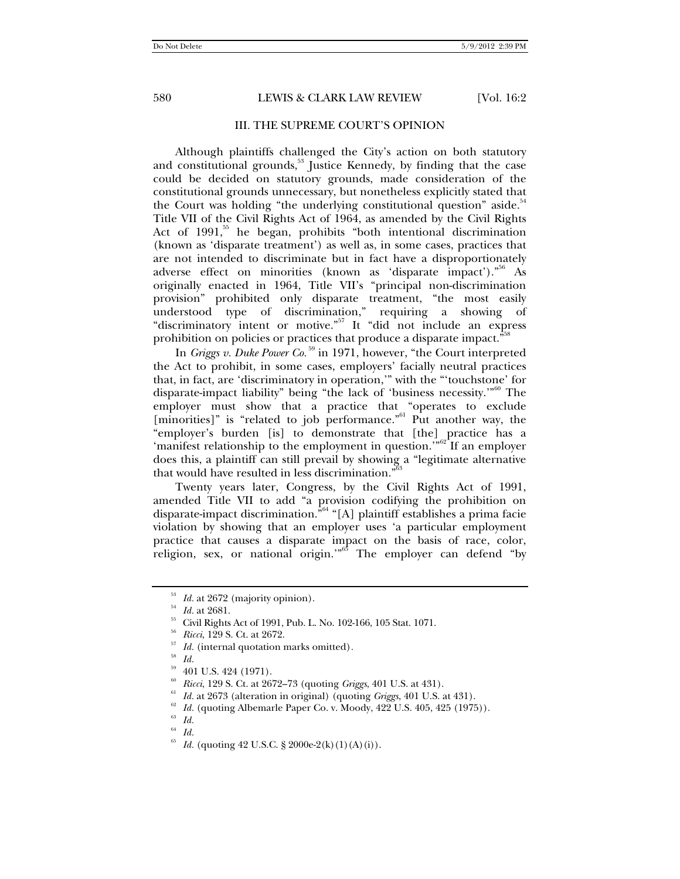## III. THE SUPREME COURT'S OPINION

Although plaintiffs challenged the City's action on both statutory and constitutional grounds,[53] Justice Kennedy, by finding that the case could be decided on statutory grounds, made consideration of the constitutional grounds unnecessary, but nonetheless explicitly stated that the Court was holding "the underlying constitutional question" aside.[54] Title VII of the Civil Rights Act of 1964, as amended by the Civil Rights Act of 1991,[55] he began, prohibits "both intentional discrimination (known as 'disparate treatment') as well as, in some cases, practices that are not intended to discriminate but in fact have a disproportionately adverse effect on minorities (known as 'disparate impact')."[56] As originally enacted in 1964, Title VII's "principal non-discrimination provision" prohibited only disparate treatment, "the most easily understood type of discrimination," requiring a showing of "discriminatory intent or motive."[57] It "did not include an express prohibition on policies or practices that produce a disparate impact."[58]

In *Griggs v. Duke Power Co.*[59] in 1971, however, "the Court interpreted the Act to prohibit, in some cases, employers' facially neutral practices that, in fact, are 'discriminatory in operation,'" with the "'touchstone' for disparate-impact liability" being "the lack of 'business necessity.'"[60] The employer must show that a practice that "operates to exclude [minorities]" is "related to job performance."[61] Put another way, the "employer's burden [is] to demonstrate that [the] practice has a 'manifest relationship to the employment in question.'"[62] If an employer does this, a plaintiff can still prevail by showing a "legitimate alternative that would have resulted in less discrimination."[63]

Twenty years later, Congress, by the Civil Rights Act of 1991, amended Title VII to add "a provision codifying the prohibition on disparate-impact discrimination."[64] "[A] plaintiff establishes a prima facie violation by showing that an employer uses 'a particular employment practice that causes a disparate impact on the basis of race, color, religion, sex, or national origin.'"[65] The employer can defend "by

---

[53] *Id.* at 2672 (majority opinion).

[54] *Id.* at 2681.

[55] Civil Rights Act of 1991, Pub. L. No. 102-166, 105 Stat. 1071.

[56] *Ricci*, 129 S. Ct. at 2672.

[57] *Id.* (internal quotation marks omitted).

[58] *Id.*

[59] 401 U.S. 424 (1971).

[60] *Ricci*, 129 S. Ct. at 2672–73 (quoting *Griggs*, 401 U.S. at 431).

[61] *Id.* at 2673 (alteration in original) (quoting *Griggs*, 401 U.S. at 431).

[62] *Id.* (quoting Albemarle Paper Co. v. Moody, 422 U.S. 405, 425 (1975)).

[63] *Id.*

[64] *Id.*

[65] *Id.* (quoting 42 U.S.C. § 2000e-2(k)(1)(A)(i)).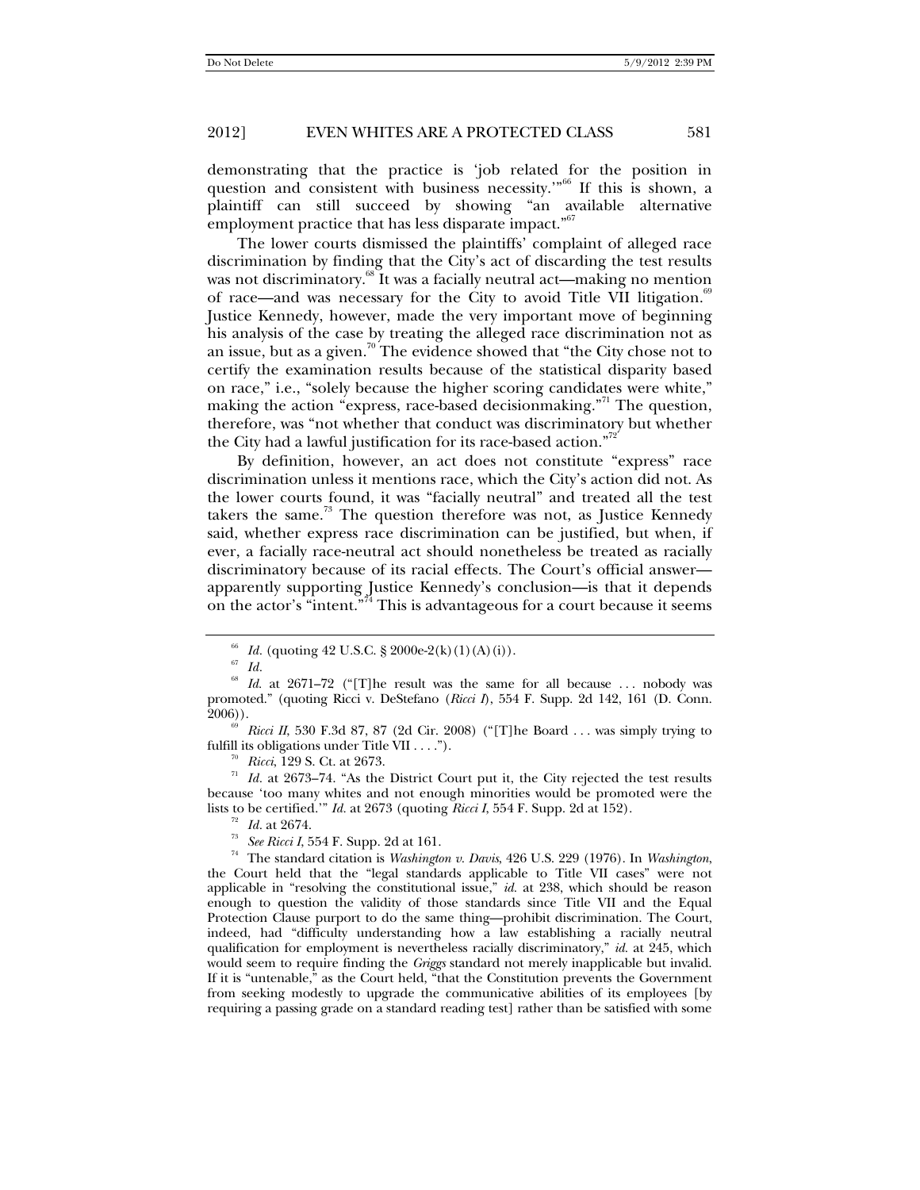demonstrating that the practice is 'job related for the position in question and consistent with business necessity.'"[66] If this is shown, a plaintiff can still succeed by showing "an available alternative employment practice that has less disparate impact."[67]

The lower courts dismissed the plaintiffs' complaint of alleged race discrimination by finding that the City's act of discarding the test results was not discriminatory.[68] It was a facially neutral act—making no mention of race—and was necessary for the City to avoid Title VII litigation.[69] Justice Kennedy, however, made the very important move of beginning his analysis of the case by treating the alleged race discrimination not as an issue, but as a given.[70] The evidence showed that "the City chose not to certify the examination results because of the statistical disparity based on race," i.e., "solely because the higher scoring candidates were white," making the action "express, race-based decisionmaking."[71] The question, therefore, was "not whether that conduct was discriminatory but whether the City had a lawful justification for its race-based action."[72]

By definition, however, an act does not constitute "express" race discrimination unless it mentions race, which the City's action did not. As the lower courts found, it was "facially neutral" and treated all the test takers the same.[73] The question therefore was not, as Justice Kennedy said, whether express race discrimination can be justified, but when, if ever, a facially race-neutral act should nonetheless be treated as racially discriminatory because of its racial effects. The Court's official answer—apparently supporting Justice Kennedy's conclusion—is that it depends on the actor's "intent."[74] This is advantageous for a court because it seems

---

[66] *Id.* (quoting 42 U.S.C. § 2000e-2(k)(1)(A)(i)).

[67] *Id.*

[68] *Id.* at 2671–72 ("[T]he result was the same for all because . . . nobody was promoted." (quoting Ricci v. DeStefano (*Ricci I*), 554 F. Supp. 2d 142, 161 (D. Conn. 2006)).

[69] *Ricci II*, 530 F.3d 87, 87 (2d Cir. 2008) ("[T]he Board . . . was simply trying to fulfill its obligations under Title VII . . . .").

[70] *Ricci*, 129 S. Ct. at 2673.

[71] *Id.* at 2673–74. "As the District Court put it, the City rejected the test results because 'too many whites and not enough minorities would be promoted were the lists to be certified.'" *Id.* at 2673 (quoting *Ricci I*, 554 F. Supp. 2d at 152).

[72] *Id.* at 2674.

[73] *See Ricci I*, 554 F. Supp. 2d at 161.

[74] The standard citation is *Washington v. Davis*, 426 U.S. 229 (1976). In *Washington*, the Court held that the "legal standards applicable to Title VII cases" were not applicable in "resolving the constitutional issue," *id.* at 238, which should be reason enough to question the validity of those standards since Title VII and the Equal Protection Clause purport to do the same thing—prohibit discrimination. The Court, indeed, had "difficulty understanding how a law establishing a racially neutral qualification for employment is nevertheless racially discriminatory," *id.* at 245, which would seem to require finding the *Griggs* standard not merely inapplicable but invalid. If it is "untenable," as the Court held, "that the Constitution prevents the Government from seeking modestly to upgrade the communicative abilities of its employees [by requiring a passing grade on a standard reading test] rather than be satisfied with some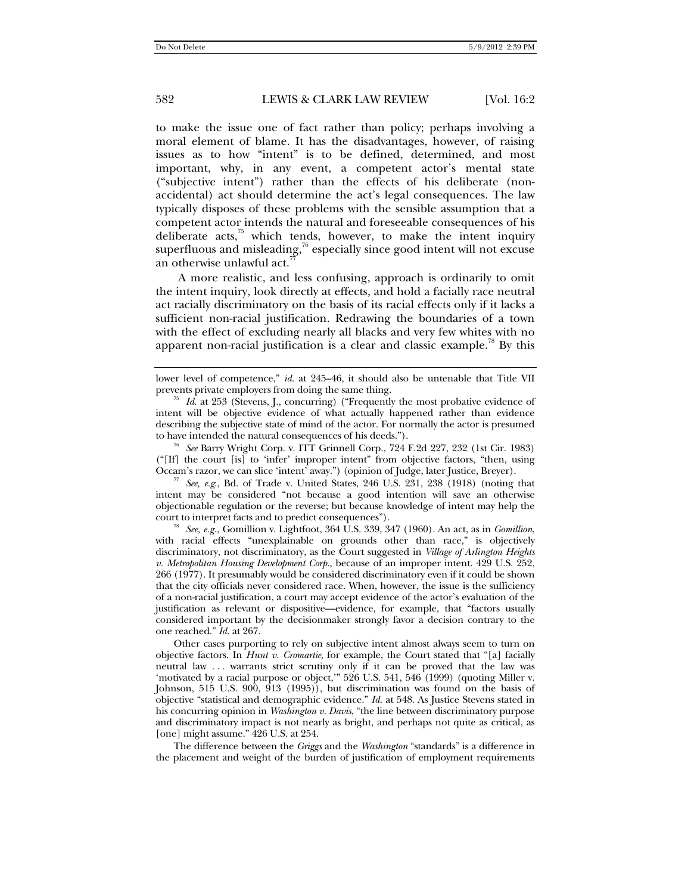to make the issue one of fact rather than policy; perhaps involving a moral element of blame. It has the disadvantages, however, of raising issues as to how "intent" is to be defined, determined, and most important, why, in any event, a competent actor's mental state ("subjective intent") rather than the effects of his deliberate (non-accidental) act should determine the act's legal consequences. The law typically disposes of these problems with the sensible assumption that a competent actor intends the natural and foreseeable consequences of his deliberate acts,[75] which tends, however, to make the intent inquiry superfluous and misleading,[76] especially since good intent will not excuse an otherwise unlawful act.[77]

A more realistic, and less confusing, approach is ordinarily to omit the intent inquiry, look directly at effects, and hold a facially race neutral act racially discriminatory on the basis of its racial effects only if it lacks a sufficient non-racial justification. Redrawing the boundaries of a town with the effect of excluding nearly all blacks and very few whites with no apparent non-racial justification is a clear and classic example.[78] By this

---

lower level of competence," *id.* at 245–46, it should also be untenable that Title VII prevents private employers from doing the same thing.

[75] *Id.* at 253 (Stevens, J., concurring) ("Frequently the most probative evidence of intent will be objective evidence of what actually happened rather than evidence describing the subjective state of mind of the actor. For normally the actor is presumed to have intended the natural consequences of his deeds.").

[76] *See* Barry Wright Corp. v. ITT Grinnell Corp., 724 F.2d 227, 232 (1st Cir. 1983) ("[If] the court [is] to 'infer' improper intent" from objective factors, "then, using Occam's razor, we can slice 'intent' away.") (opinion of Judge, later Justice, Breyer).

[77] *See, e.g.*, Bd. of Trade v. United States, 246 U.S. 231, 238 (1918) (noting that intent may be considered "not because a good intention will save an otherwise objectionable regulation or the reverse; but because knowledge of intent may help the court to interpret facts and to predict consequences").

[78] *See, e.g.*, Gomillion v. Lightfoot, 364 U.S. 339, 347 (1960). An act, as in *Gomillion*, with racial effects "unexplainable on grounds other than race," is objectively discriminatory, not discriminatory, as the Court suggested in *Village of Arlington Heights v. Metropolitan Housing Development Corp.*, because of an improper intent. 429 U.S. 252, 266 (1977). It presumably would be considered discriminatory even if it could be shown that the city officials never considered race. When, however, the issue is the sufficiency of a non-racial justification, a court may accept evidence of the actor's evaluation of the justification as relevant or dispositive—evidence, for example, that "factors usually considered important by the decisionmaker strongly favor a decision contrary to the one reached." *Id.* at 267.

Other cases purporting to rely on subjective intent almost always seem to turn on objective factors. In *Hunt v. Cromartie*, for example, the Court stated that "[a] facially neutral law . . . warrants strict scrutiny only if it can be proved that the law was 'motivated by a racial purpose or object,'" 526 U.S. 541, 546 (1999) (quoting Miller v. Johnson, 515 U.S. 900, 913 (1995)), but discrimination was found on the basis of objective "statistical and demographic evidence." *Id.* at 548. As Justice Stevens stated in his concurring opinion in *Washington v. Davis*, "the line between discriminatory purpose and discriminatory impact is not nearly as bright, and perhaps not quite as critical, as [one] might assume." 426 U.S. at 254.

The difference between the *Griggs* and the *Washington* "standards" is a difference in the placement and weight of the burden of justification of employment requirements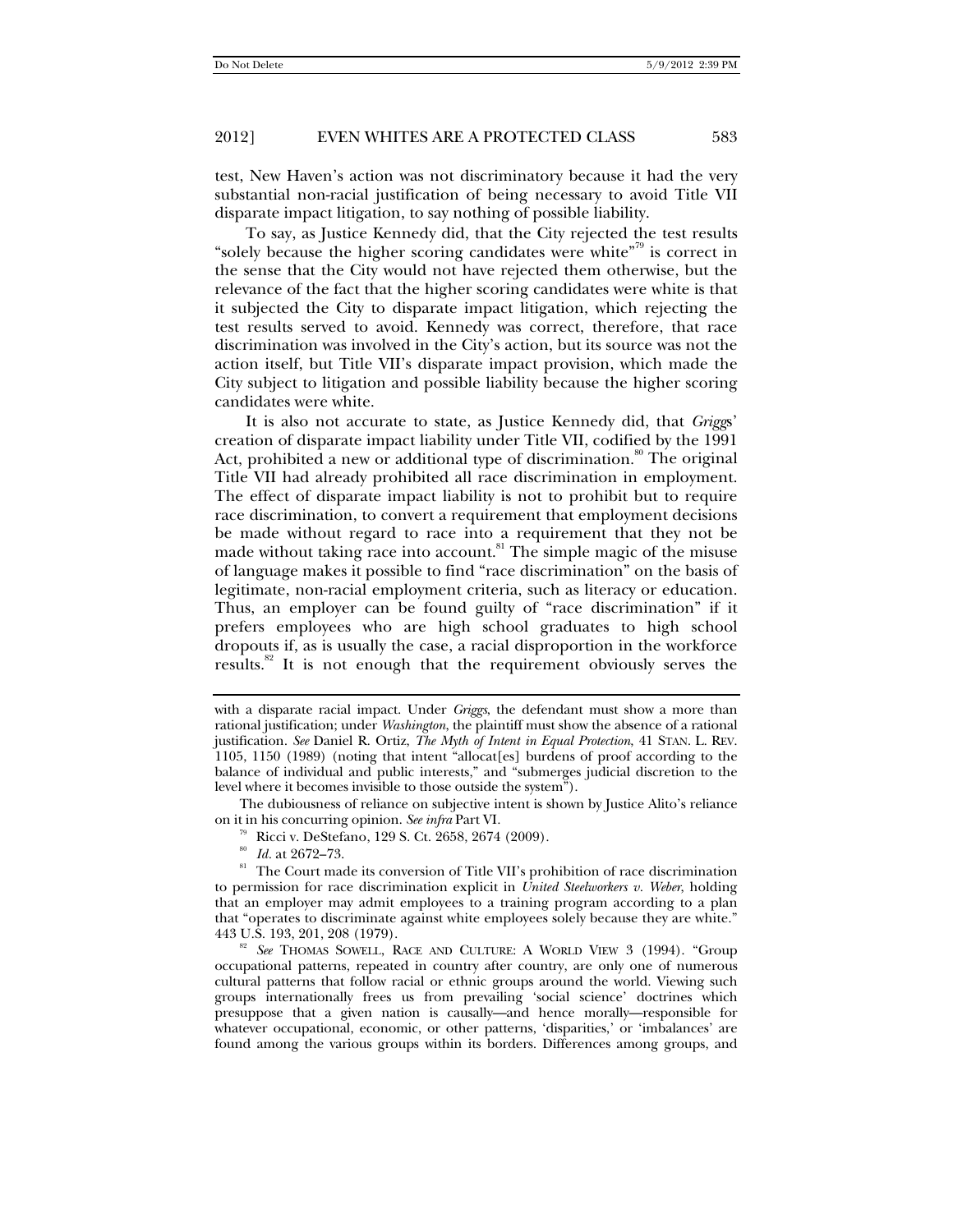test, New Haven's action was not discriminatory because it had the very substantial non-racial justification of being necessary to avoid Title VII disparate impact litigation, to say nothing of possible liability.

To say, as Justice Kennedy did, that the City rejected the test results "solely because the higher scoring candidates were white"[79] is correct in the sense that the City would not have rejected them otherwise, but the relevance of the fact that the higher scoring candidates were white is that it subjected the City to disparate impact litigation, which rejecting the test results served to avoid. Kennedy was correct, therefore, that race discrimination was involved in the City's action, but its source was not the action itself, but Title VII's disparate impact provision, which made the City subject to litigation and possible liability because the higher scoring candidates were white.

It is also not accurate to state, as Justice Kennedy did, that *Griggs*' creation of disparate impact liability under Title VII, codified by the 1991 Act, prohibited a new or additional type of discrimination.[80] The original Title VII had already prohibited all race discrimination in employment. The effect of disparate impact liability is not to prohibit but to require race discrimination, to convert a requirement that employment decisions be made without regard to race into a requirement that they not be made without taking race into account.[81] The simple magic of the misuse of language makes it possible to find "race discrimination" on the basis of legitimate, non-racial employment criteria, such as literacy or education. Thus, an employer can be found guilty of "race discrimination" if it prefers employees who are high school graduates to high school dropouts if, as is usually the case, a racial disproportion in the workforce results.[82] It is not enough that the requirement obviously serves the

---

with a disparate racial impact. Under *Griggs*, the defendant must show a more than rational justification; under *Washington*, the plaintiff must show the absence of a rational justification. *See* Daniel R. Ortiz, *The Myth of Intent in Equal Protection*, 41 STAN. L. REV. 1105, 1150 (1989) (noting that intent "allocat[es] burdens of proof according to the balance of individual and public interests," and "submerges judicial discretion to the level where it becomes invisible to those outside the system").

The dubiousness of reliance on subjective intent is shown by Justice Alito's reliance on it in his concurring opinion. *See infra* Part VI.

[79] Ricci v. DeStefano, 129 S. Ct. 2658, 2674 (2009).

[80] *Id.* at 2672–73.

[81] The Court made its conversion of Title VII's prohibition of race discrimination to permission for race discrimination explicit in *United Steelworkers v. Weber*, holding that an employer may admit employees to a training program according to a plan that "operates to discriminate against white employees solely because they are white." 443 U.S. 193, 201, 208 (1979).

[82] *See* THOMAS SOWELL, RACE AND CULTURE: A WORLD VIEW 3 (1994). "Group occupational patterns, repeated in country after country, are only one of numerous cultural patterns that follow racial or ethnic groups around the world. Viewing such groups internationally frees us from prevailing 'social science' doctrines which presuppose that a given nation is causally—and hence morally—responsible for whatever occupational, economic, or other patterns, 'disparities,' or 'imbalances' are found among the various groups within its borders. Differences among groups, and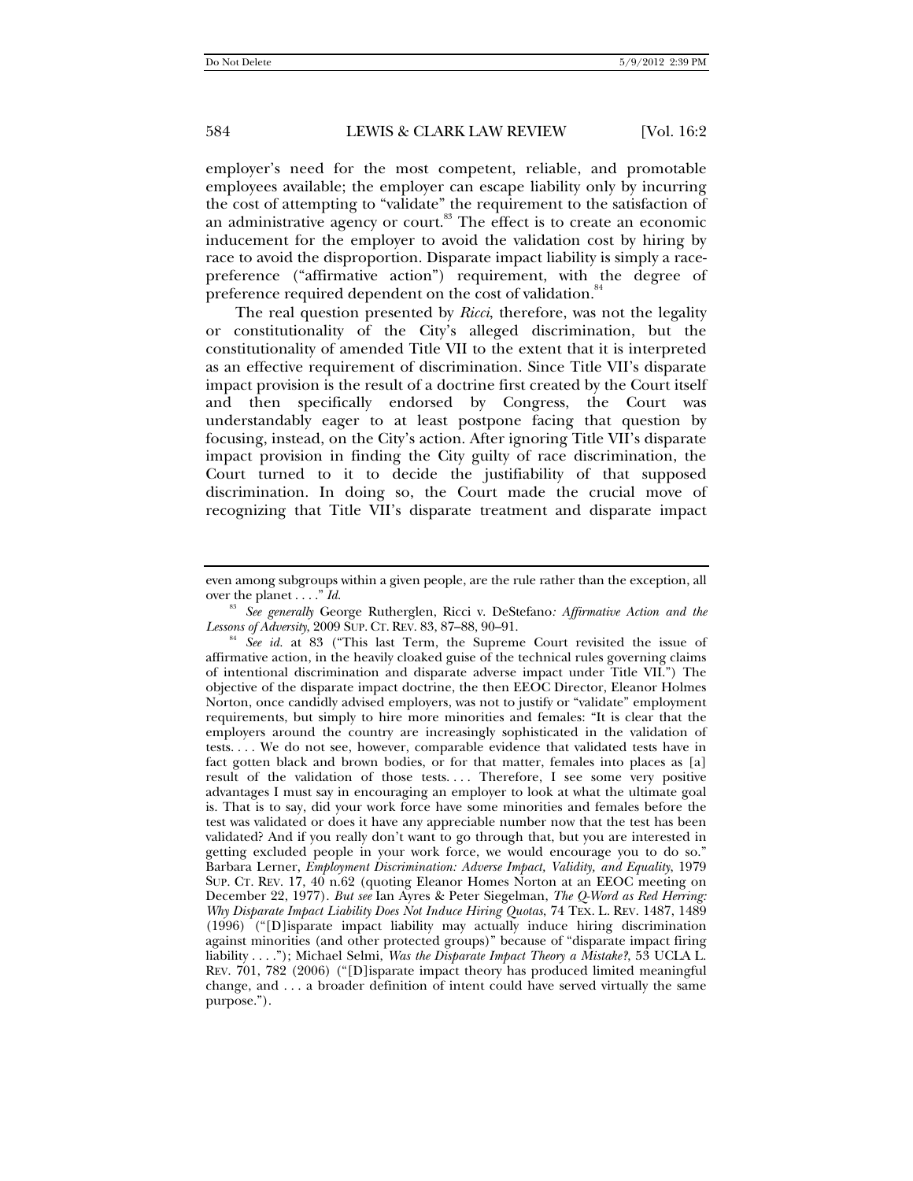employer's need for the most competent, reliable, and promotable employees available; the employer can escape liability only by incurring the cost of attempting to "validate" the requirement to the satisfaction of an administrative agency or court.[83] The effect is to create an economic inducement for the employer to avoid the validation cost by hiring by race to avoid the disproportion. Disparate impact liability is simply a race-preference ("affirmative action") requirement, with the degree of preference required dependent on the cost of validation.[84]

The real question presented by *Ricci*, therefore, was not the legality or constitutionality of the City's alleged discrimination, but the constitutionality of amended Title VII to the extent that it is interpreted as an effective requirement of discrimination. Since Title VII's disparate impact provision is the result of a doctrine first created by the Court itself and then specifically endorsed by Congress, the Court was understandably eager to at least postpone facing that question by focusing, instead, on the City's action. After ignoring Title VII's disparate impact provision in finding the City guilty of race discrimination, the Court turned to it to decide the justifiability of that supposed discrimination. In doing so, the Court made the crucial move of recognizing that Title VII's disparate treatment and disparate impact

---

even among subgroups within a given people, are the rule rather than the exception, all over the planet . . . ." *Id.*

[83] *See generally* George Rutherglen, Ricci v. DeStefano*: Affirmative Action and the Lessons of Adversity*, 2009 SUP. CT. REV. 83, 87–88, 90–91.

[84] *See id.* at 83 ("This last Term, the Supreme Court revisited the issue of affirmative action, in the heavily cloaked guise of the technical rules governing claims of intentional discrimination and disparate adverse impact under Title VII.") The objective of the disparate impact doctrine, the then EEOC Director, Eleanor Holmes Norton, once candidly advised employers, was not to justify or "validate" employment requirements, but simply to hire more minorities and females: "It is clear that the employers around the country are increasingly sophisticated in the validation of tests. . . . We do not see, however, comparable evidence that validated tests have in fact gotten black and brown bodies, or for that matter, females into places as [a] result of the validation of those tests. . . . Therefore, I see some very positive advantages I must say in encouraging an employer to look at what the ultimate goal is. That is to say, did your work force have some minorities and females before the test was validated or does it have any appreciable number now that the test has been validated? And if you really don't want to go through that, but you are interested in getting excluded people in your work force, we would encourage you to do so." Barbara Lerner, *Employment Discrimination: Adverse Impact, Validity, and Equality*, 1979 SUP. CT. REV. 17, 40 n.62 (quoting Eleanor Homes Norton at an EEOC meeting on December 22, 1977). *But see* Ian Ayres & Peter Siegelman, *The Q-Word as Red Herring: Why Disparate Impact Liability Does Not Induce Hiring Quotas*, 74 TEX. L. REV. 1487, 1489 (1996) ("[D]isparate impact liability may actually induce hiring discrimination against minorities (and other protected groups)" because of "disparate impact firing liability . . . ."); Michael Selmi, *Was the Disparate Impact Theory a Mistake?*, 53 UCLA L. REV. 701, 782 (2006) ("[D]isparate impact theory has produced limited meaningful change, and . . . a broader definition of intent could have served virtually the same purpose.").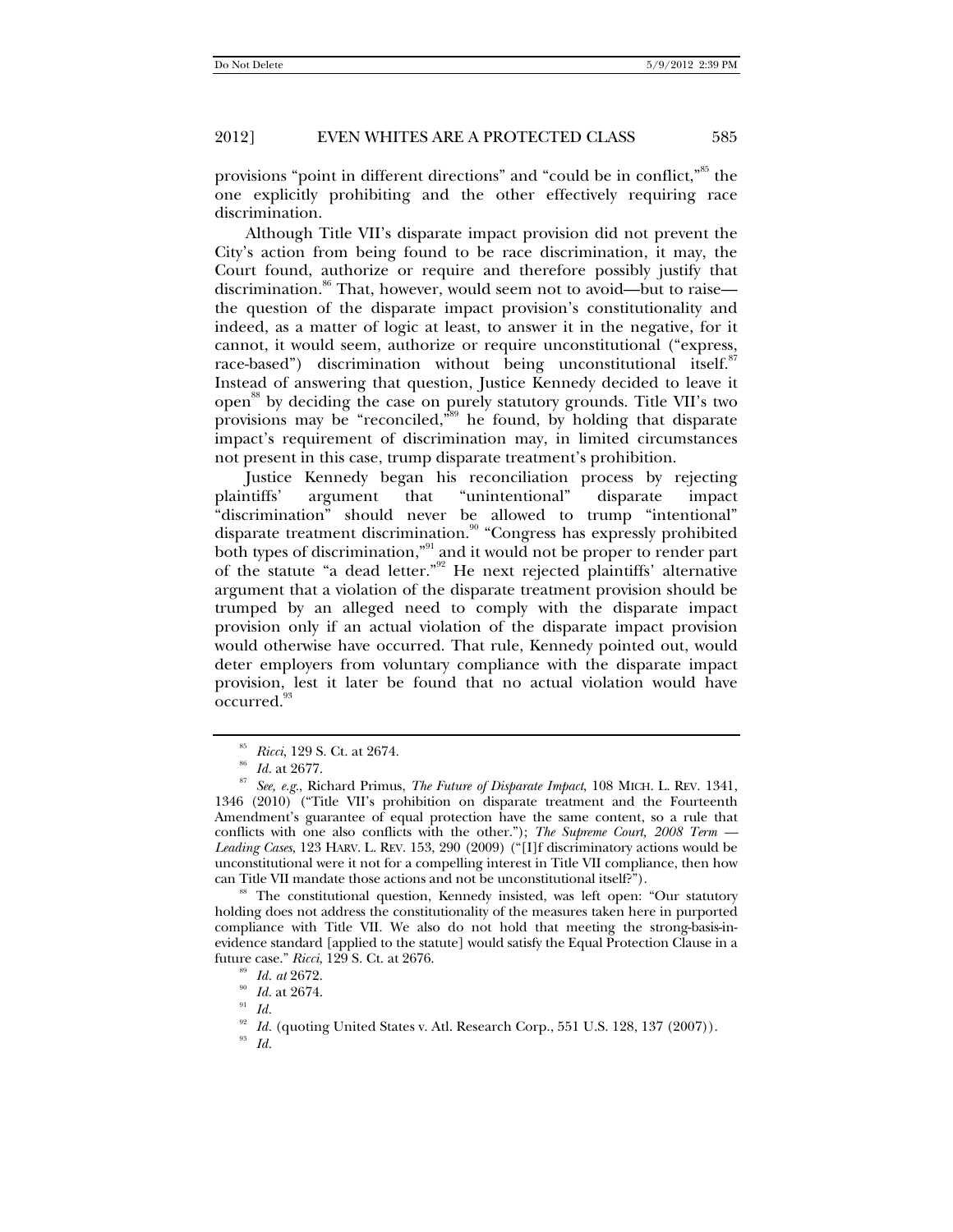provisions "point in different directions" and "could be in conflict,"[85] the one explicitly prohibiting and the other effectively requiring race discrimination.

Although Title VII's disparate impact provision did not prevent the City's action from being found to be race discrimination, it may, the Court found, authorize or require and therefore possibly justify that discrimination.[86] That, however, would seem not to avoid—but to raise—the question of the disparate impact provision's constitutionality and indeed, as a matter of logic at least, to answer it in the negative, for it cannot, it would seem, authorize or require unconstitutional ("express, race-based") discrimination without being unconstitutional itself.[87] Instead of answering that question, Justice Kennedy decided to leave it open[88] by deciding the case on purely statutory grounds. Title VII's two provisions may be "reconciled,"[89] he found, by holding that disparate impact's requirement of discrimination may, in limited circumstances not present in this case, trump disparate treatment's prohibition.

Justice Kennedy began his reconciliation process by rejecting plaintiffs' argument that "unintentional" disparate impact "discrimination" should never be allowed to trump "intentional" disparate treatment discrimination.[90] "Congress has expressly prohibited both types of discrimination,"[91] and it would not be proper to render part of the statute "a dead letter."[92] He next rejected plaintiffs' alternative argument that a violation of the disparate treatment provision should be trumped by an alleged need to comply with the disparate impact provision only if an actual violation of the disparate impact provision would otherwise have occurred. That rule, Kennedy pointed out, would deter employers from voluntary compliance with the disparate impact provision, lest it later be found that no actual violation would have occurred.[93]

---

[85] *Ricci*, 129 S. Ct. at 2674.

[86] *Id.* at 2677.

[87] *See, e.g.*, Richard Primus, *The Future of Disparate Impact*, 108 MICH. L. REV. 1341, 1346 (2010) ("Title VII's prohibition on disparate treatment and the Fourteenth Amendment's guarantee of equal protection have the same content, so a rule that conflicts with one also conflicts with the other."); *The Supreme Court, 2008 Term — Leading Cases*, 123 HARV. L. REV. 153, 290 (2009) ("[I]f discriminatory actions would be unconstitutional were it not for a compelling interest in Title VII compliance, then how can Title VII mandate those actions and not be unconstitutional itself?").

[88] The constitutional question, Kennedy insisted, was left open: "Our statutory holding does not address the constitutionality of the measures taken here in purported compliance with Title VII. We also do not hold that meeting the strong-basis-in-evidence standard [applied to the statute] would satisfy the Equal Protection Clause in a future case." *Ricci*, 129 S. Ct. at 2676.

[89] *Id. at* 2672.

[90] *Id.* at 2674.

[91] *Id.*

[92] *Id.* (quoting United States v. Atl. Research Corp., 551 U.S. 128, 137 (2007)).

[93] *Id.*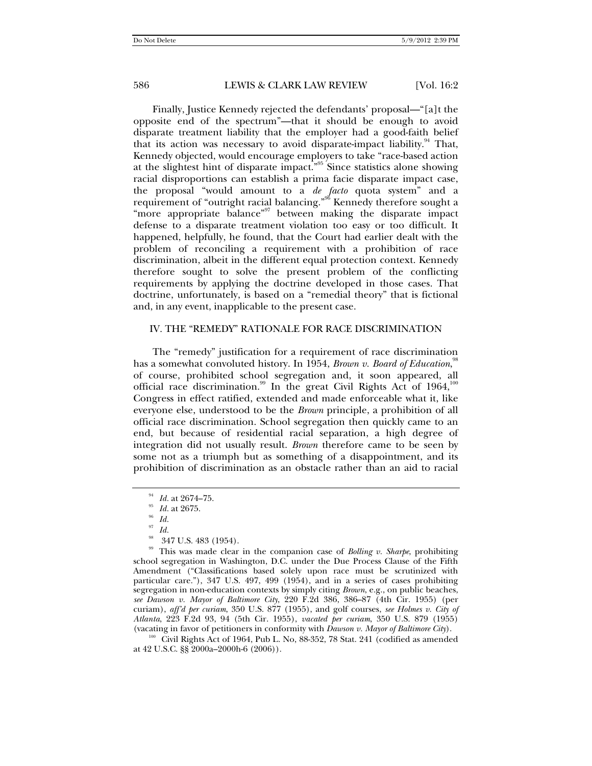Finally, Justice Kennedy rejected the defendants' proposal—"[a]t the opposite end of the spectrum"—that it should be enough to avoid disparate treatment liability that the employer had a good-faith belief that its action was necessary to avoid disparate-impact liability.[94] That, Kennedy objected, would encourage employers to take "race-based action at the slightest hint of disparate impact."[95] Since statistics alone showing racial disproportions can establish a prima facie disparate impact case, the proposal "would amount to a *de facto* quota system" and a requirement of "outright racial balancing."[96] Kennedy therefore sought a "more appropriate balance"[97] between making the disparate impact defense to a disparate treatment violation too easy or too difficult. It happened, helpfully, he found, that the Court had earlier dealt with the problem of reconciling a requirement with a prohibition of race discrimination, albeit in the different equal protection context. Kennedy therefore sought to solve the present problem of the conflicting requirements by applying the doctrine developed in those cases. That doctrine, unfortunately, is based on a "remedial theory" that is fictional and, in any event, inapplicable to the present case.

## IV. THE "REMEDY" RATIONALE FOR RACE DISCRIMINATION

The "remedy" justification for a requirement of race discrimination has a somewhat convoluted history. In 1954, *Brown v. Board of Education*,[98] of course, prohibited school segregation and, it soon appeared, all official race discrimination.[99] In the great Civil Rights Act of 1964,[100] Congress in effect ratified, extended and made enforceable what it, like everyone else, understood to be the *Brown* principle, a prohibition of all official race discrimination. School segregation then quickly came to an end, but because of residential racial separation, a high degree of integration did not usually result. *Brown* therefore came to be seen by some not as a triumph but as something of a disappointment, and its prohibition of discrimination as an obstacle rather than an aid to racial

---

[94] *Id.* at 2674–75.

[95] *Id.* at 2675.

[96] *Id.*

[97] *Id.*

[98] 347 U.S. 483 (1954).

[99] This was made clear in the companion case of *Bolling v. Sharpe*, prohibiting school segregation in Washington, D.C. under the Due Process Clause of the Fifth Amendment ("Classifications based solely upon race must be scrutinized with particular care."), 347 U.S. 497, 499 (1954), and in a series of cases prohibiting segregation in non-education contexts by simply citing *Brown*, e.g., on public beaches, *see Dawson v. Mayor of Baltimore City*, 220 F.2d 386, 386–87 (4th Cir. 1955) (per curiam), *aff'd per curiam*, 350 U.S. 877 (1955), and golf courses, *see Holmes v. City of Atlanta*, 223 F.2d 93, 94 (5th Cir. 1955), *vacated per curiam*, 350 U.S. 879 (1955) (vacating in favor of petitioners in conformity with *Dawson v. Mayor of Baltimore City*).

[100] Civil Rights Act of 1964, Pub L. No, 88-352, 78 Stat. 241 (codified as amended at 42 U.S.C. §§ 2000a–2000h-6 (2006)).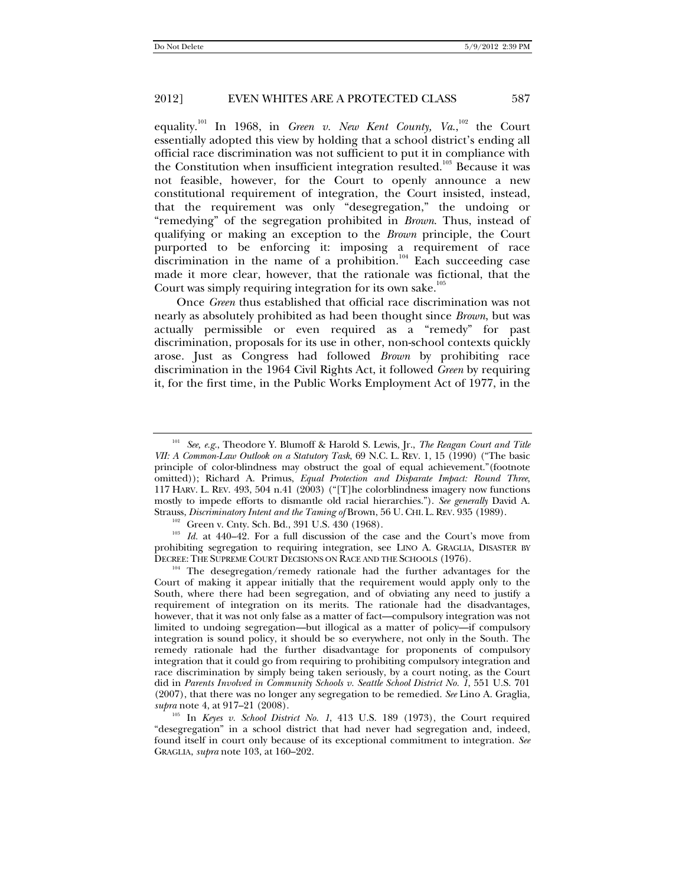equality.[101] In 1968, in *Green v. New Kent County, Va.*,[102] the Court essentially adopted this view by holding that a school district's ending all official race discrimination was not sufficient to put it in compliance with the Constitution when insufficient integration resulted.[103] Because it was not feasible, however, for the Court to openly announce a new constitutional requirement of integration, the Court insisted, instead, that the requirement was only "desegregation," the undoing or "remedying" of the segregation prohibited in *Brown*. Thus, instead of qualifying or making an exception to the *Brown* principle, the Court purported to be enforcing it: imposing a requirement of race discrimination in the name of a prohibition.[104] Each succeeding case made it more clear, however, that the rationale was fictional, that the Court was simply requiring integration for its own sake.[105]

Once *Green* thus established that official race discrimination was not nearly as absolutely prohibited as had been thought since *Brown*, but was actually permissible or even required as a "remedy" for past discrimination, proposals for its use in other, non-school contexts quickly arose. Just as Congress had followed *Brown* by prohibiting race discrimination in the 1964 Civil Rights Act, it followed *Green* by requiring it, for the first time, in the Public Works Employment Act of 1977, in the

---

[101] *See, e.g.*, Theodore Y. Blumoff & Harold S. Lewis, Jr., *The Reagan Court and Title VII: A Common-Law Outlook on a Statutory Task*, 69 N.C. L. REV. 1, 15 (1990) ("The basic principle of color-blindness may obstruct the goal of equal achievement."(footnote omitted)); Richard A. Primus, *Equal Protection and Disparate Impact: Round Three*, 117 HARV. L. REV. 493, 504 n.41 (2003) ("[T]he colorblindness imagery now functions mostly to impede efforts to dismantle old racial hierarchies."). *See generally* David A. Strauss, *Discriminatory Intent and the Taming of* Brown, 56 U. CHI. L. REV. 935 (1989).

[102] Green v. Cnty. Sch. Bd., 391 U.S. 430 (1968).

[103] *Id.* at 440–42. For a full discussion of the case and the Court's move from prohibiting segregation to requiring integration, see LINO A. GRAGLIA, DISASTER BY DECREE: THE SUPREME COURT DECISIONS ON RACE AND THE SCHOOLS (1976).

[104] The desegregation/remedy rationale had the further advantages for the Court of making it appear initially that the requirement would apply only to the South, where there had been segregation, and of obviating any need to justify a requirement of integration on its merits. The rationale had the disadvantages, however, that it was not only false as a matter of fact—compulsory integration was not limited to undoing segregation—but illogical as a matter of policy—if compulsory integration is sound policy, it should be so everywhere, not only in the South. The remedy rationale had the further disadvantage for proponents of compulsory integration that it could go from requiring to prohibiting compulsory integration and race discrimination by simply being taken seriously, by a court noting, as the Court did in *Parents Involved in Community Schools v. Seattle School District No. 1*, 551 U.S. 701 (2007), that there was no longer any segregation to be remedied. *See* Lino A. Graglia, *supra* note 4, at 917–21 (2008).

[105] In *Keyes v. School District No. 1*, 413 U.S. 189 (1973), the Court required "desegregation" in a school district that had never had segregation and, indeed, found itself in court only because of its exceptional commitment to integration. *See* GRAGLIA, *supra* note 103, at 160–202.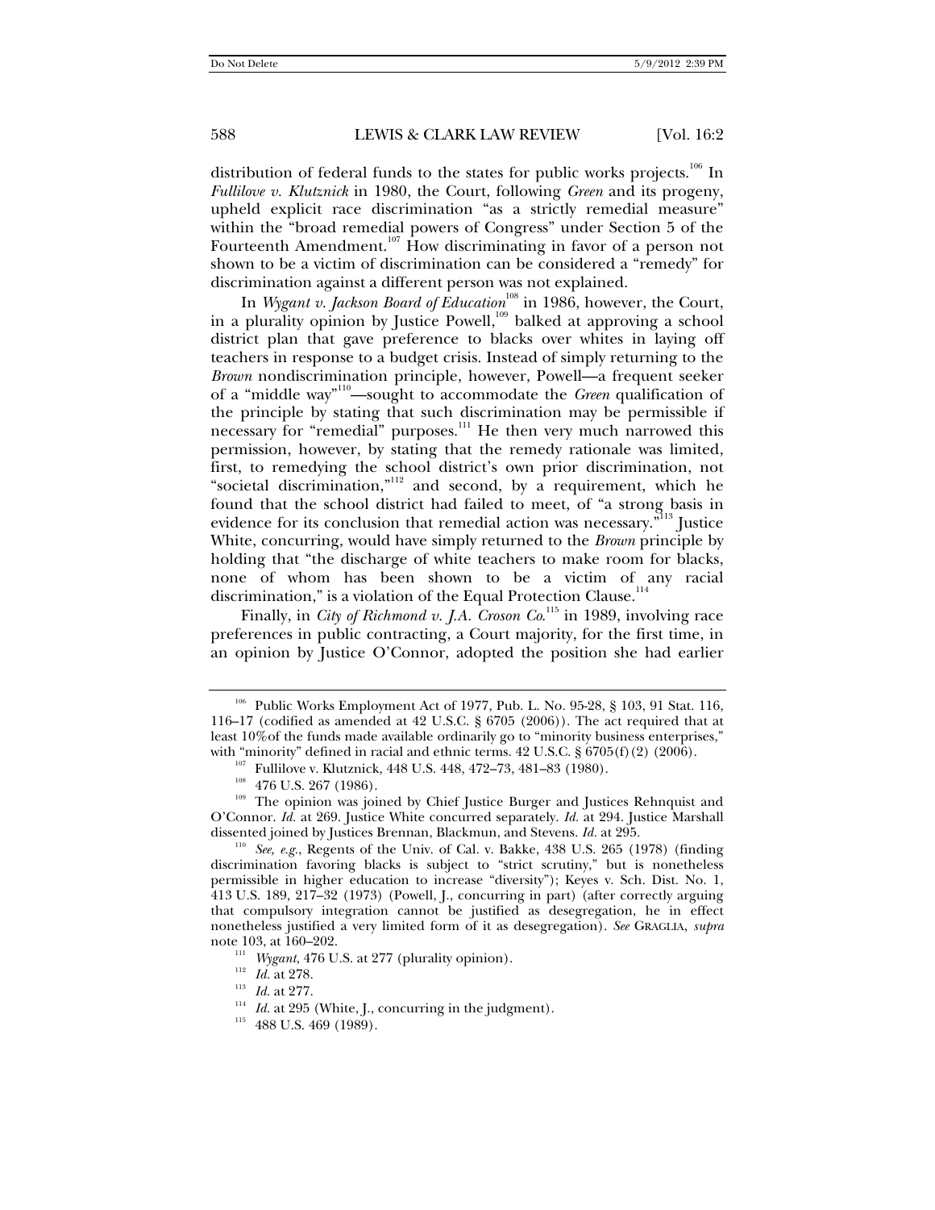distribution of federal funds to the states for public works projects.[106] In *Fullilove v. Klutznick* in 1980, the Court, following *Green* and its progeny, upheld explicit race discrimination "as a strictly remedial measure" within the "broad remedial powers of Congress" under Section 5 of the Fourteenth Amendment.[107] How discriminating in favor of a person not shown to be a victim of discrimination can be considered a "remedy" for discrimination against a different person was not explained.

In *Wygant v. Jackson Board of Education*[108] in 1986, however, the Court, in a plurality opinion by Justice Powell,[109] balked at approving a school district plan that gave preference to blacks over whites in laying off teachers in response to a budget crisis. Instead of simply returning to the *Brown* nondiscrimination principle, however, Powell—a frequent seeker of a "middle way"[110]—sought to accommodate the *Green* qualification of the principle by stating that such discrimination may be permissible if necessary for "remedial" purposes.[111] He then very much narrowed this permission, however, by stating that the remedy rationale was limited, first, to remedying the school district's own prior discrimination, not "societal discrimination,"[112] and second, by a requirement, which he found that the school district had failed to meet, of "a strong basis in evidence for its conclusion that remedial action was necessary."[113] Justice White, concurring, would have simply returned to the *Brown* principle by holding that "the discharge of white teachers to make room for blacks, none of whom has been shown to be a victim of any racial discrimination," is a violation of the Equal Protection Clause.[114]

Finally, in *City of Richmond v. J.A. Croson Co.*[115] in 1989, involving race preferences in public contracting, a Court majority, for the first time, in an opinion by Justice O'Connor, adopted the position she had earlier

---

[106] Public Works Employment Act of 1977, Pub. L. No. 95-28, § 103, 91 Stat. 116, 116–17 (codified as amended at 42 U.S.C. § 6705 (2006)). The act required that at least 10% of the funds made available ordinarily go to "minority business enterprises," with "minority" defined in racial and ethnic terms. 42 U.S.C. § 6705(f)(2) (2006).

[107] Fullilove v. Klutznick, 448 U.S. 448, 472–73, 481–83 (1980).

[108] 476 U.S. 267 (1986).

[109] The opinion was joined by Chief Justice Burger and Justices Rehnquist and O'Connor. *Id.* at 269. Justice White concurred separately. *Id.* at 294. Justice Marshall dissented joined by Justices Brennan, Blackmun, and Stevens. *Id.* at 295.

[110] *See, e.g.*, Regents of the Univ. of Cal. v. Bakke, 438 U.S. 265 (1978) (finding discrimination favoring blacks is subject to "strict scrutiny," but is nonetheless permissible in higher education to increase "diversity"); Keyes v. Sch. Dist. No. 1, 413 U.S. 189, 217–32 (1973) (Powell, J., concurring in part) (after correctly arguing that compulsory integration cannot be justified as desegregation, he in effect nonetheless justified a very limited form of it as desegregation). *See* GRAGLIA, *supra* note 103, at 160–202.

[111] *Wygant*, 476 U.S. at 277 (plurality opinion).

[112] *Id.* at 278.

[113] *Id.* at 277.

[114] *Id.* at 295 (White, J., concurring in the judgment).

[115] 488 U.S. 469 (1989).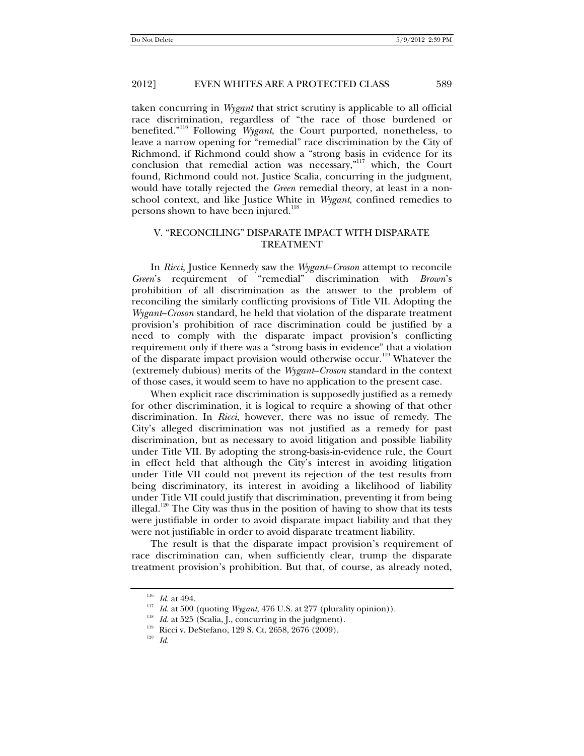taken concurring in *Wygant* that strict scrutiny is applicable to all official race discrimination, regardless of "the race of those burdened or benefited."[116] Following *Wygant*, the Court purported, nonetheless, to leave a narrow opening for "remedial" race discrimination by the City of Richmond, if Richmond could show a "strong basis in evidence for its conclusion that remedial action was necessary,"[117] which, the Court found, Richmond could not. Justice Scalia, concurring in the judgment, would have totally rejected the *Green* remedial theory, at least in a non-school context, and like Justice White in *Wygant*, confined remedies to persons shown to have been injured.[118]

## V. "RECONCILING" DISPARATE IMPACT WITH DISPARATE TREATMENT

In *Ricci*, Justice Kennedy saw the *Wygant*–*Croson* attempt to reconcile *Green*'s requirement of "remedial" discrimination with *Brown*'s prohibition of all discrimination as the answer to the problem of reconciling the similarly conflicting provisions of Title VII. Adopting the *Wygant*–*Croson* standard, he held that violation of the disparate treatment provision's prohibition of race discrimination could be justified by a need to comply with the disparate impact provision's conflicting requirement only if there was a "strong basis in evidence" that a violation of the disparate impact provision would otherwise occur.[119] Whatever the (extremely dubious) merits of the *Wygant*–*Croson* standard in the context of those cases, it would seem to have no application to the present case.

When explicit race discrimination is supposedly justified as a remedy for other discrimination, it is logical to require a showing of that other discrimination. In *Ricci*, however, there was no issue of remedy. The City's alleged discrimination was not justified as a remedy for past discrimination, but as necessary to avoid litigation and possible liability under Title VII. By adopting the strong-basis-in-evidence rule, the Court in effect held that although the City's interest in avoiding litigation under Title VII could not prevent its rejection of the test results from being discriminatory, its interest in avoiding a likelihood of liability under Title VII could justify that discrimination, preventing it from being illegal.[120] The City was thus in the position of having to show that its tests were justifiable in order to avoid disparate impact liability and that they were not justifiable in order to avoid disparate treatment liability.

The result is that the disparate impact provision's requirement of race discrimination can, when sufficiently clear, trump the disparate treatment provision's prohibition. But that, of course, as already noted,

---

[116] *Id.* at 494.

[117] *Id.* at 500 (quoting *Wygant*, 476 U.S. at 277 (plurality opinion)).

[118] *Id.* at 525 (Scalia, J., concurring in the judgment).

[119] Ricci v. DeStefano, 129 S. Ct. 2658, 2676 (2009).

[120] *Id.*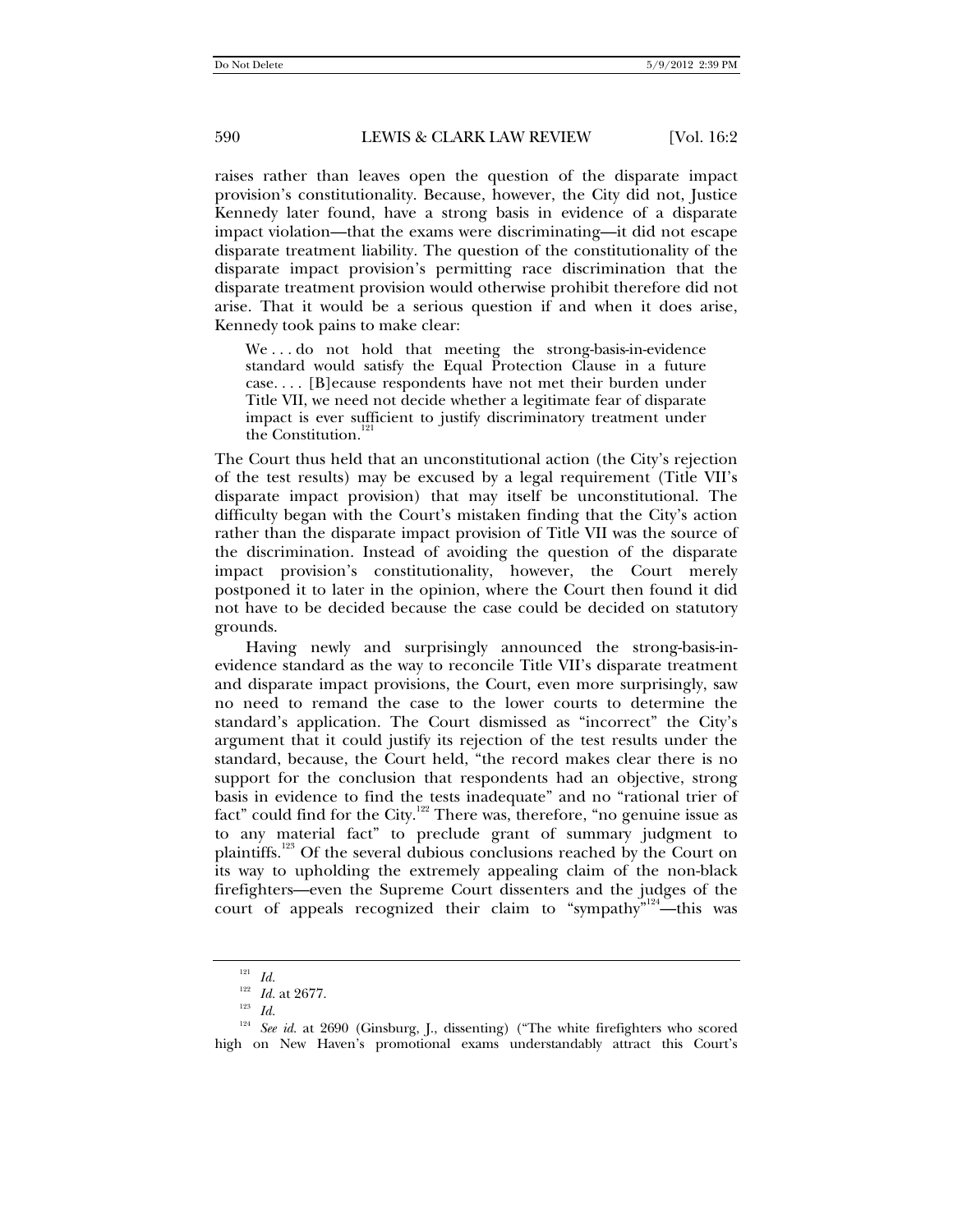raises rather than leaves open the question of the disparate impact provision's constitutionality. Because, however, the City did not, Justice Kennedy later found, have a strong basis in evidence of a disparate impact violation—that the exams were discriminating—it did not escape disparate treatment liability. The question of the constitutionality of the disparate impact provision's permitting race discrimination that the disparate treatment provision would otherwise prohibit therefore did not arise. That it would be a serious question if and when it does arise, Kennedy took pains to make clear:

> We . . . do not hold that meeting the strong-basis-in-evidence standard would satisfy the Equal Protection Clause in a future case. . . . [B]ecause respondents have not met their burden under Title VII, we need not decide whether a legitimate fear of disparate impact is ever sufficient to justify discriminatory treatment under the Constitution.[121]

The Court thus held that an unconstitutional action (the City's rejection of the test results) may be excused by a legal requirement (Title VII's disparate impact provision) that may itself be unconstitutional. The difficulty began with the Court's mistaken finding that the City's action rather than the disparate impact provision of Title VII was the source of the discrimination. Instead of avoiding the question of the disparate impact provision's constitutionality, however, the Court merely postponed it to later in the opinion, where the Court then found it did not have to be decided because the case could be decided on statutory grounds.

Having newly and surprisingly announced the strong-basis-in-evidence standard as the way to reconcile Title VII's disparate treatment and disparate impact provisions, the Court, even more surprisingly, saw no need to remand the case to the lower courts to determine the standard's application. The Court dismissed as "incorrect" the City's argument that it could justify its rejection of the test results under the standard, because, the Court held, "the record makes clear there is no support for the conclusion that respondents had an objective, strong basis in evidence to find the tests inadequate" and no "rational trier of fact" could find for the City.[122] There was, therefore, "no genuine issue as to any material fact" to preclude grant of summary judgment to plaintiffs.[123] Of the several dubious conclusions reached by the Court on its way to upholding the extremely appealing claim of the non-black firefighters—even the Supreme Court dissenters and the judges of the court of appeals recognized their claim to "sympathy"[124]—this was

---

[121] *Id.*

[122] *Id.* at 2677.

[123] *Id.*

[124] *See id.* at 2690 (Ginsburg, J., dissenting) ("The white firefighters who scored high on New Haven's promotional exams understandably attract this Court's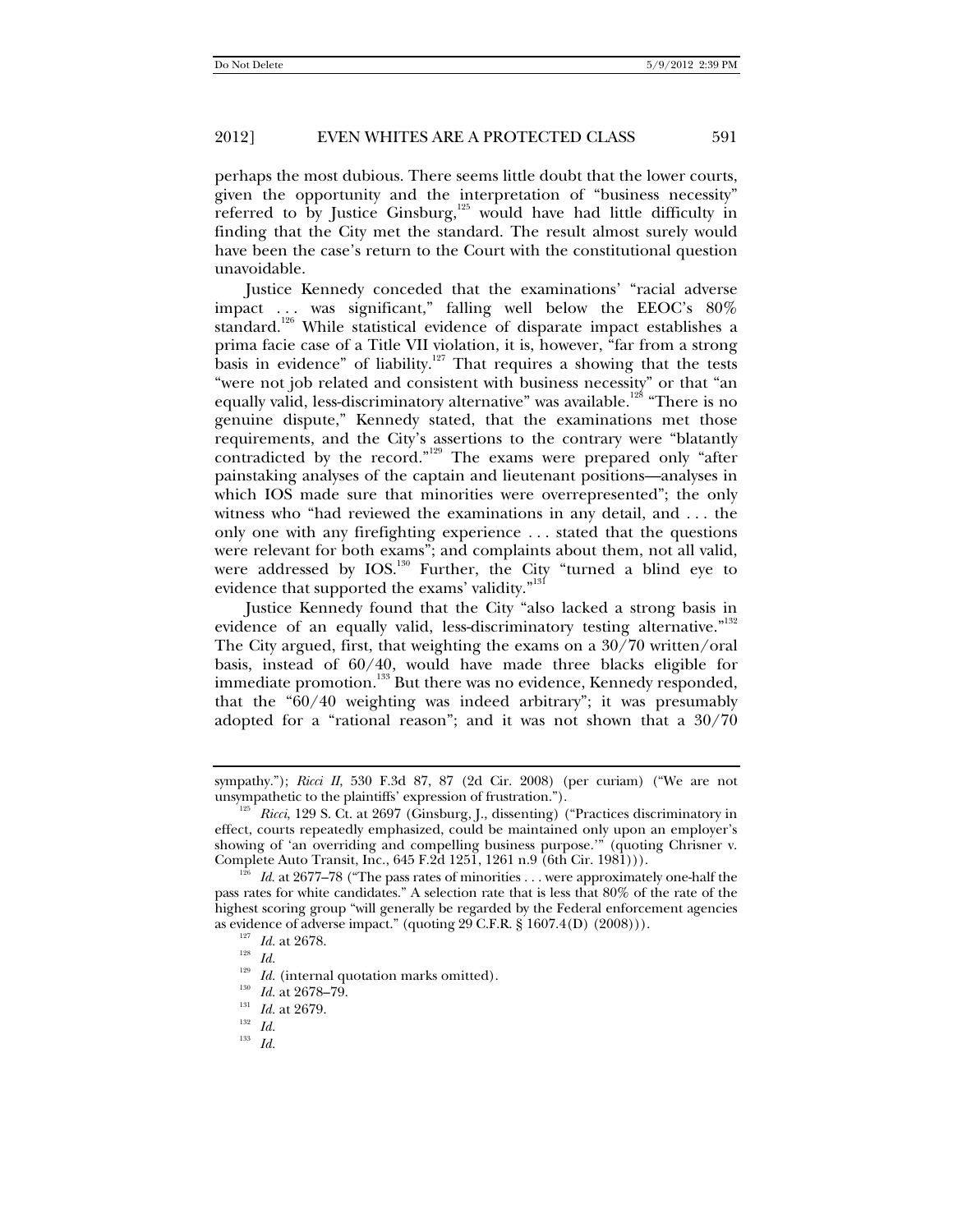perhaps the most dubious. There seems little doubt that the lower courts, given the opportunity and the interpretation of "business necessity" referred to by Justice Ginsburg,[125] would have had little difficulty in finding that the City met the standard. The result almost surely would have been the case's return to the Court with the constitutional question unavoidable.

Justice Kennedy conceded that the examinations' "racial adverse impact . . . was significant," falling well below the EEOC's 80% standard.[126] While statistical evidence of disparate impact establishes a prima facie case of a Title VII violation, it is, however, "far from a strong basis in evidence" of liability.[127] That requires a showing that the tests "were not job related and consistent with business necessity" or that "an equally valid, less-discriminatory alternative" was available.[128] "There is no genuine dispute," Kennedy stated, that the examinations met those requirements, and the City's assertions to the contrary were "blatantly contradicted by the record."[129] The exams were prepared only "after painstaking analyses of the captain and lieutenant positions—analyses in which IOS made sure that minorities were overrepresented"; the only witness who "had reviewed the examinations in any detail, and . . . the only one with any firefighting experience . . . stated that the questions were relevant for both exams"; and complaints about them, not all valid, were addressed by IOS.[130] Further, the City "turned a blind eye to evidence that supported the exams' validity."[131]

Justice Kennedy found that the City "also lacked a strong basis in evidence of an equally valid, less-discriminatory testing alternative."[132] The City argued, first, that weighting the exams on a 30/70 written/oral basis, instead of 60/40, would have made three blacks eligible for immediate promotion.[133] But there was no evidence, Kennedy responded, that the "60/40 weighting was indeed arbitrary"; it was presumably adopted for a "rational reason"; and it was not shown that a 30/70

---

sympathy."); *Ricci II*, 530 F.3d 87, 87 (2d Cir. 2008) (per curiam) ("We are not unsympathetic to the plaintiffs' expression of frustration.").

[125] *Ricci*, 129 S. Ct. at 2697 (Ginsburg, J., dissenting) ("Practices discriminatory in effect, courts repeatedly emphasized, could be maintained only upon an employer's showing of 'an overriding and compelling business purpose.'" (quoting Chrisner v. Complete Auto Transit, Inc., 645 F.2d 1251, 1261 n.9 (6th Cir. 1981))).

[126] *Id.* at 2677–78 ("The pass rates of minorities . . . were approximately one-half the pass rates for white candidates." A selection rate that is less that 80% of the rate of the highest scoring group "will generally be regarded by the Federal enforcement agencies as evidence of adverse impact." (quoting 29 C.F.R. § 1607.4(D) (2008))).

[127] *Id.* at 2678.

[128] *Id.*

[129] *Id.* (internal quotation marks omitted).

[130] *Id.* at 2678–79.

[131] *Id.* at 2679.

[132] *Id.*

[133] *Id.*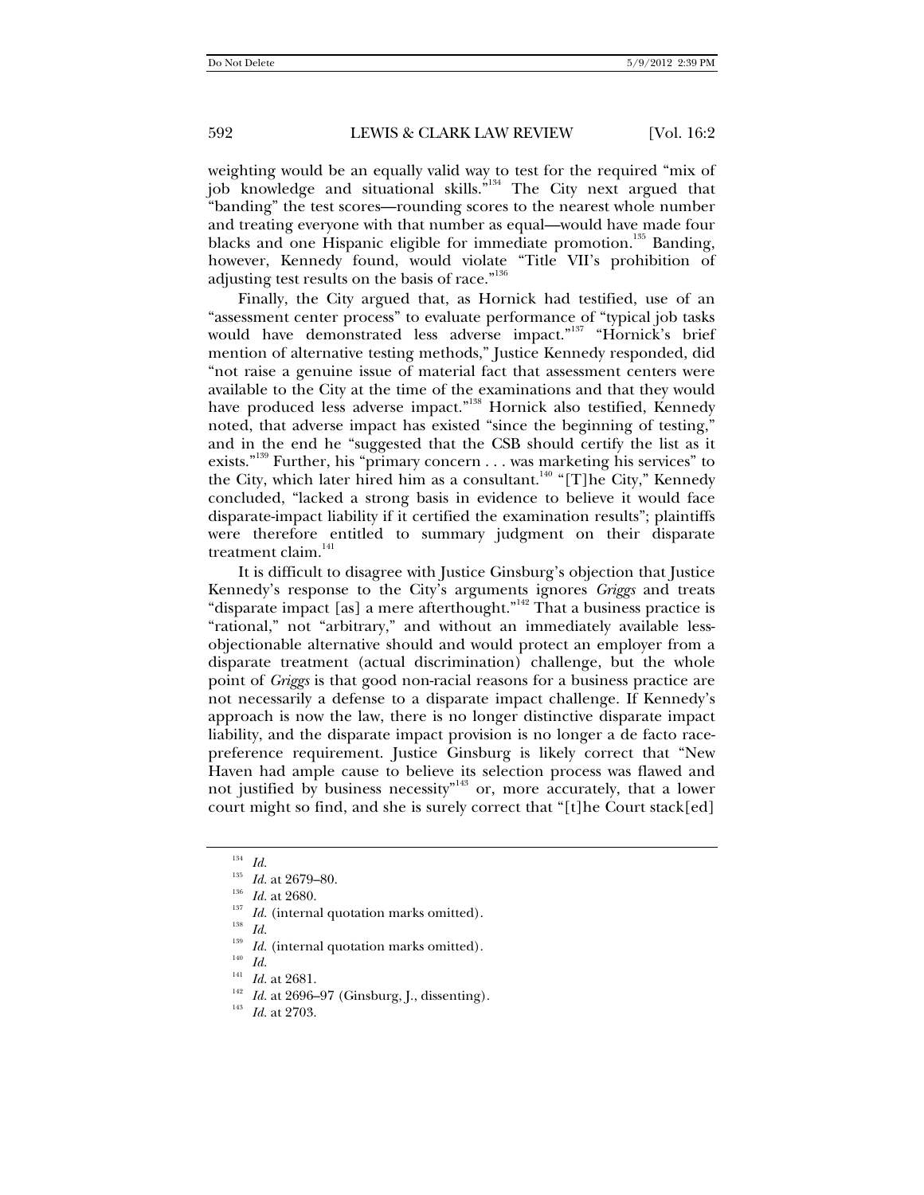weighting would be an equally valid way to test for the required "mix of job knowledge and situational skills."[134] The City next argued that "banding" the test scores—rounding scores to the nearest whole number and treating everyone with that number as equal—would have made four blacks and one Hispanic eligible for immediate promotion.[135] Banding, however, Kennedy found, would violate "Title VII's prohibition of adjusting test results on the basis of race."[136]

Finally, the City argued that, as Hornick had testified, use of an "assessment center process" to evaluate performance of "typical job tasks would have demonstrated less adverse impact."[137] "Hornick's brief mention of alternative testing methods," Justice Kennedy responded, did "not raise a genuine issue of material fact that assessment centers were available to the City at the time of the examinations and that they would have produced less adverse impact."[138] Hornick also testified, Kennedy noted, that adverse impact has existed "since the beginning of testing," and in the end he "suggested that the CSB should certify the list as it exists."[139] Further, his "primary concern . . . was marketing his services" to the City, which later hired him as a consultant.[140] "[T]he City," Kennedy concluded, "lacked a strong basis in evidence to believe it would face disparate-impact liability if it certified the examination results"; plaintiffs were therefore entitled to summary judgment on their disparate treatment claim.[141]

It is difficult to disagree with Justice Ginsburg's objection that Justice Kennedy's response to the City's arguments ignores *Griggs* and treats "disparate impact [as] a mere afterthought."[142] That a business practice is "rational," not "arbitrary," and without an immediately available less-objectionable alternative should and would protect an employer from a disparate treatment (actual discrimination) challenge, but the whole point of *Griggs* is that good non-racial reasons for a business practice are not necessarily a defense to a disparate impact challenge. If Kennedy's approach is now the law, there is no longer distinctive disparate impact liability, and the disparate impact provision is no longer a de facto race-preference requirement. Justice Ginsburg is likely correct that "New Haven had ample cause to believe its selection process was flawed and not justified by business necessity"[143] or, more accurately, that a lower court might so find, and she is surely correct that "[t]he Court stack[ed]

---

[134] *Id.*

[135] *Id.* at 2679–80.

[136] *Id.* at 2680.

[137] *Id.* (internal quotation marks omitted).

[138] *Id.*

[139] *Id.* (internal quotation marks omitted).

[140] *Id.*

[141] *Id.* at 2681.

[142] *Id.* at 2696–97 (Ginsburg, J., dissenting).

[143] *Id.* at 2703.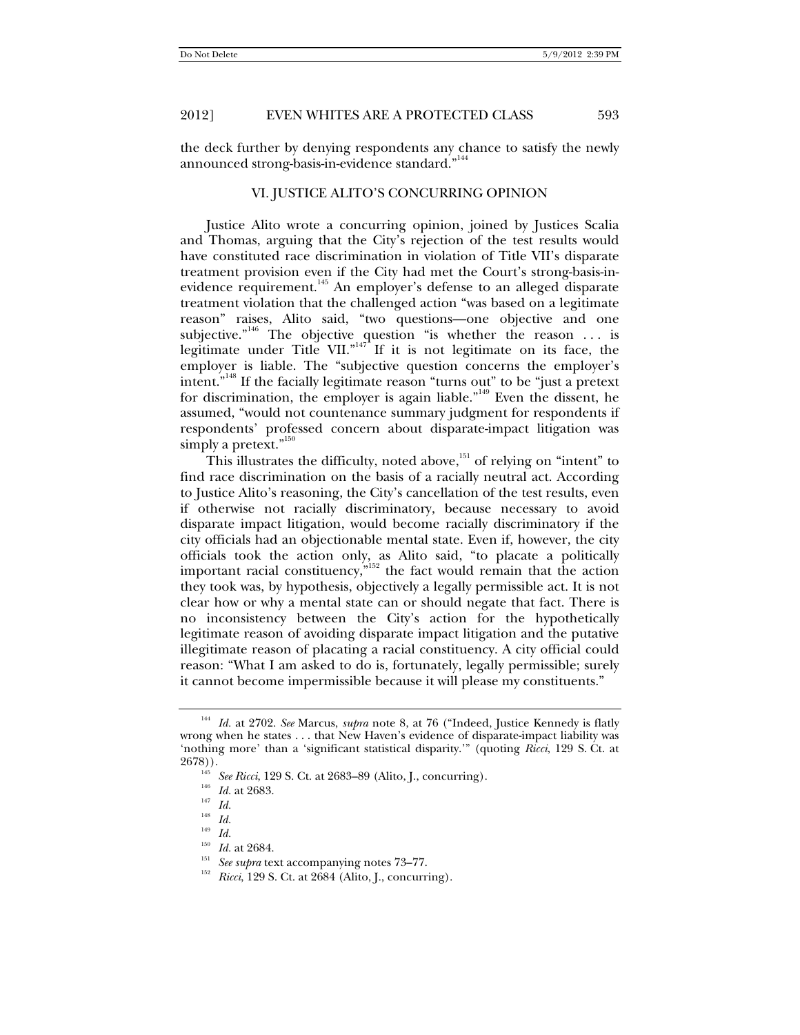the deck further by denying respondents any chance to satisfy the newly announced strong-basis-in-evidence standard."[144]

## VI. JUSTICE ALITO'S CONCURRING OPINION

Justice Alito wrote a concurring opinion, joined by Justices Scalia and Thomas, arguing that the City's rejection of the test results would have constituted race discrimination in violation of Title VII's disparate treatment provision even if the City had met the Court's strong-basis-in-evidence requirement.[145] An employer's defense to an alleged disparate treatment violation that the challenged action "was based on a legitimate reason" raises, Alito said, "two questions—one objective and one subjective."[146] The objective question "is whether the reason . . . is legitimate under Title VII."[147] If it is not legitimate on its face, the employer is liable. The "subjective question concerns the employer's intent."[148] If the facially legitimate reason "turns out" to be "just a pretext for discrimination, the employer is again liable."[149] Even the dissent, he assumed, "would not countenance summary judgment for respondents if respondents' professed concern about disparate-impact litigation was simply a pretext."[150]

This illustrates the difficulty, noted above,[151] of relying on "intent" to find race discrimination on the basis of a racially neutral act. According to Justice Alito's reasoning, the City's cancellation of the test results, even if otherwise not racially discriminatory, because necessary to avoid disparate impact litigation, would become racially discriminatory if the city officials had an objectionable mental state. Even if, however, the city officials took the action only, as Alito said, "to placate a politically important racial constituency,"[152] the fact would remain that the action they took was, by hypothesis, objectively a legally permissible act. It is not clear how or why a mental state can or should negate that fact. There is no inconsistency between the City's action for the hypothetically legitimate reason of avoiding disparate impact litigation and the putative illegitimate reason of placating a racial constituency. A city official could reason: "What I am asked to do is, fortunately, legally permissible; surely it cannot become impermissible because it will please my constituents."

---

[144] *Id.* at 2702. *See* Marcus, *supra* note 8, at 76 ("Indeed, Justice Kennedy is flatly wrong when he states . . . that New Haven's evidence of disparate-impact liability was 'nothing more' than a 'significant statistical disparity.'" (quoting *Ricci*, 129 S. Ct. at 2678)).

[145] *See Ricci*, 129 S. Ct. at 2683–89 (Alito, J., concurring).

[146] *Id.* at 2683.

[147] *Id.*

[148] *Id.*

[149] *Id.*

[150] *Id.* at 2684.

[151] *See supra* text accompanying notes 73–77.

[152] *Ricci*, 129 S. Ct. at 2684 (Alito, J., concurring).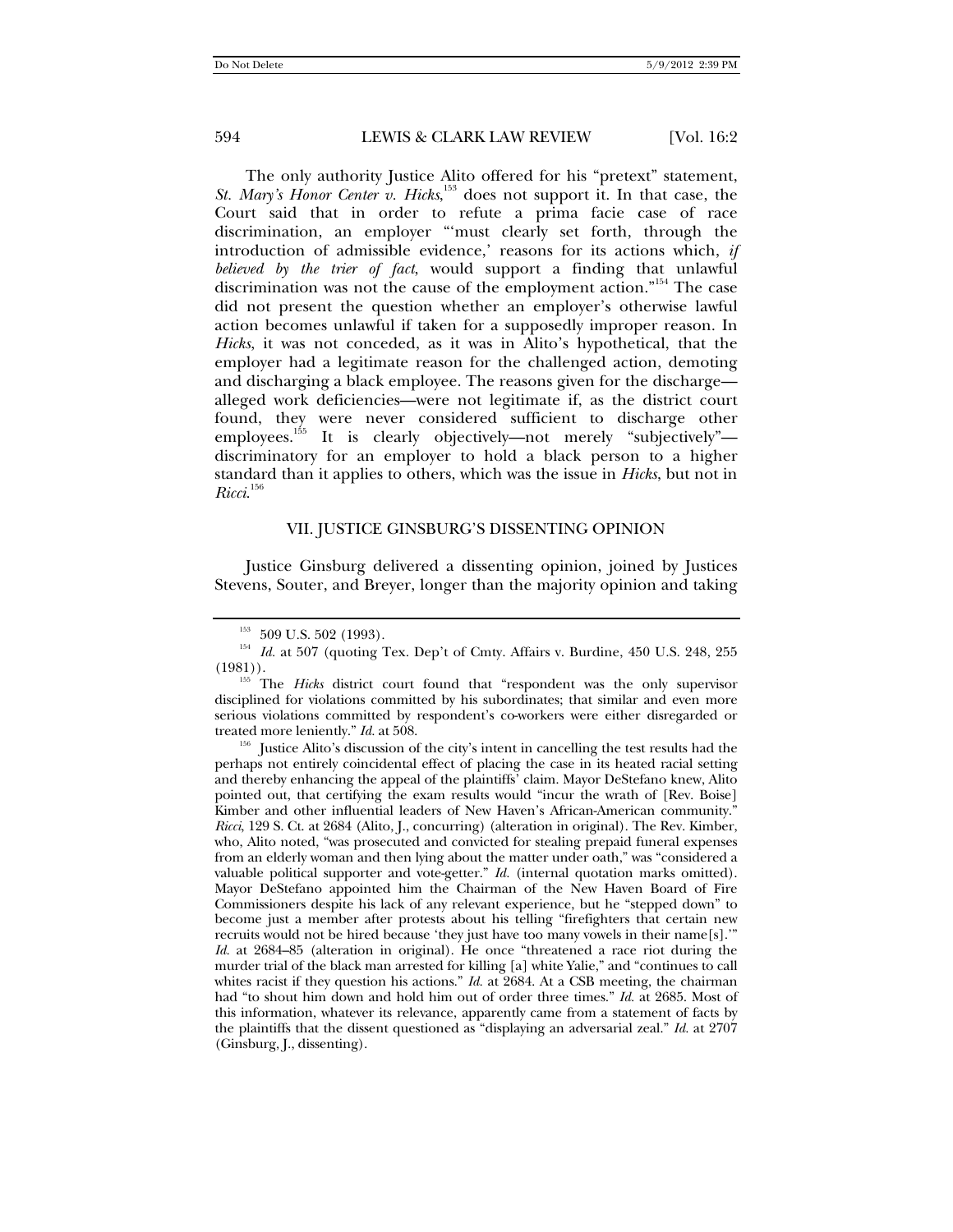The only authority Justice Alito offered for his "pretext" statement, *St. Mary's Honor Center v. Hicks*,[153] does not support it. In that case, the Court said that in order to refute a prima facie case of race discrimination, an employer "'must clearly set forth, through the introduction of admissible evidence,' reasons for its actions which, *if believed by the trier of fact*, would support a finding that unlawful discrimination was not the cause of the employment action."[154] The case did not present the question whether an employer's otherwise lawful action becomes unlawful if taken for a supposedly improper reason. In *Hicks*, it was not conceded, as it was in Alito's hypothetical, that the employer had a legitimate reason for the challenged action, demoting and discharging a black employee. The reasons given for the discharge—alleged work deficiencies—were not legitimate if, as the district court found, they were never considered sufficient to discharge other employees.[155] It is clearly objectively—not merely "subjectively"—discriminatory for an employer to hold a black person to a higher standard than it applies to others, which was the issue in *Hicks*, but not in *Ricci*.[156]

## VII. JUSTICE GINSBURG'S DISSENTING OPINION

Justice Ginsburg delivered a dissenting opinion, joined by Justices Stevens, Souter, and Breyer, longer than the majority opinion and taking

---

[153] 509 U.S. 502 (1993).

[154] *Id.* at 507 (quoting Tex. Dep't of Cmty. Affairs v. Burdine, 450 U.S. 248, 255 (1981)).

[155] The *Hicks* district court found that "respondent was the only supervisor disciplined for violations committed by his subordinates; that similar and even more serious violations committed by respondent's co-workers were either disregarded or treated more leniently." *Id.* at 508.

[156] Justice Alito's discussion of the city's intent in cancelling the test results had the perhaps not entirely coincidental effect of placing the case in its heated racial setting and thereby enhancing the appeal of the plaintiffs' claim. Mayor DeStefano knew, Alito pointed out, that certifying the exam results would "incur the wrath of [Rev. Boise] Kimber and other influential leaders of New Haven's African-American community." *Ricci*, 129 S. Ct. at 2684 (Alito, J., concurring) (alteration in original). The Rev. Kimber, who, Alito noted, "was prosecuted and convicted for stealing prepaid funeral expenses from an elderly woman and then lying about the matter under oath," was "considered a valuable political supporter and vote-getter." *Id.* (internal quotation marks omitted). Mayor DeStefano appointed him the Chairman of the New Haven Board of Fire Commissioners despite his lack of any relevant experience, but he "stepped down" to become just a member after protests about his telling "firefighters that certain new recruits would not be hired because 'they just have too many vowels in their name[s].'" *Id.* at 2684–85 (alteration in original). He once "threatened a race riot during the murder trial of the black man arrested for killing [a] white Yalie," and "continues to call whites racist if they question his actions." *Id.* at 2684. At a CSB meeting, the chairman had "to shout him down and hold him out of order three times." *Id.* at 2685. Most of this information, whatever its relevance, apparently came from a statement of facts by the plaintiffs that the dissent questioned as "displaying an adversarial zeal." *Id.* at 2707 (Ginsburg, J., dissenting).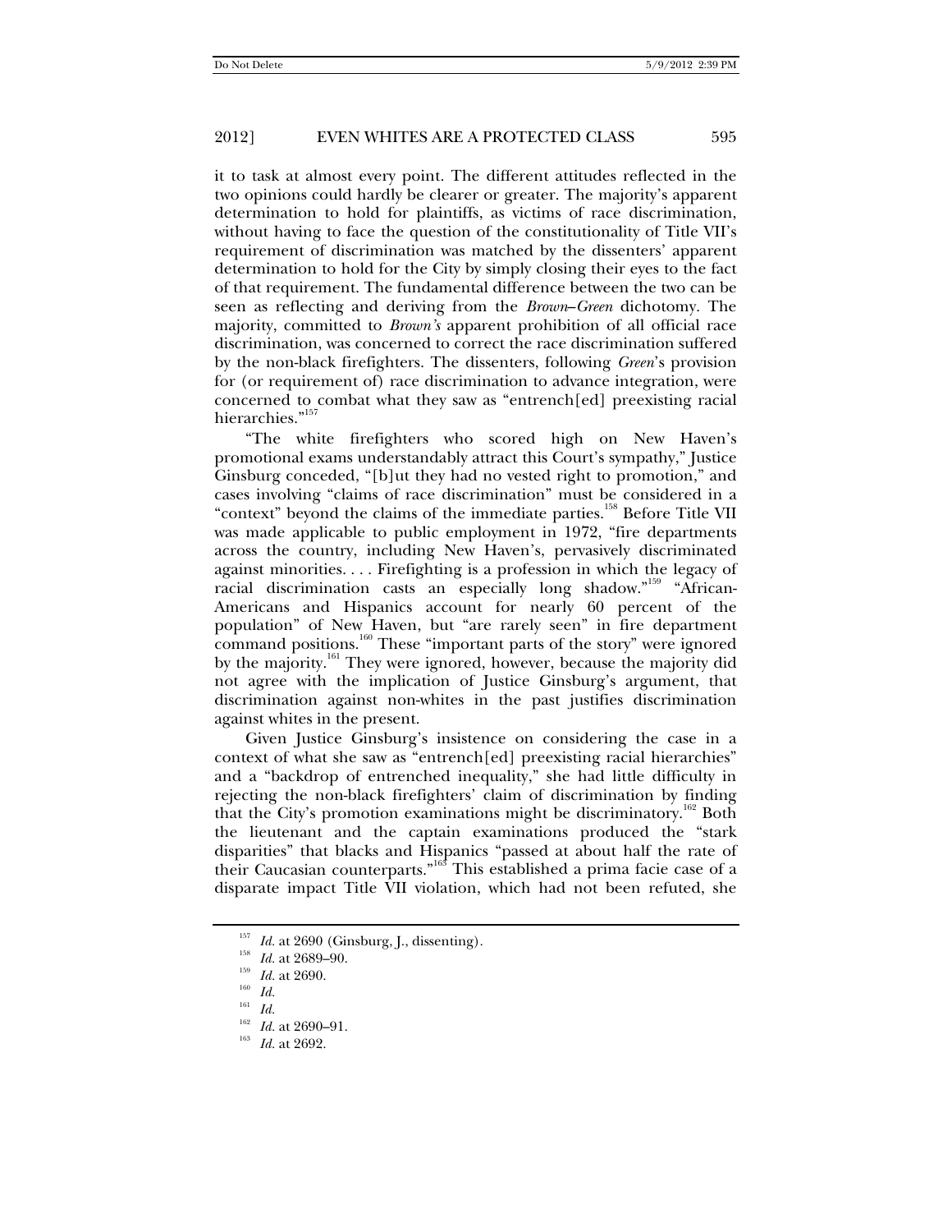it to task at almost every point. The different attitudes reflected in the two opinions could hardly be clearer or greater. The majority's apparent determination to hold for plaintiffs, as victims of race discrimination, without having to face the question of the constitutionality of Title VII's requirement of discrimination was matched by the dissenters' apparent determination to hold for the City by simply closing their eyes to the fact of that requirement. The fundamental difference between the two can be seen as reflecting and deriving from the *Brown*–*Green* dichotomy. The majority, committed to *Brown's* apparent prohibition of all official race discrimination, was concerned to correct the race discrimination suffered by the non-black firefighters. The dissenters, following *Green*'s provision for (or requirement of) race discrimination to advance integration, were concerned to combat what they saw as "entrench[ed] preexisting racial hierarchies."[157]

"The white firefighters who scored high on New Haven's promotional exams understandably attract this Court's sympathy," Justice Ginsburg conceded, "[b]ut they had no vested right to promotion," and cases involving "claims of race discrimination" must be considered in a "context" beyond the claims of the immediate parties.[158] Before Title VII was made applicable to public employment in 1972, "fire departments across the country, including New Haven's, pervasively discriminated against minorities. . . . Firefighting is a profession in which the legacy of racial discrimination casts an especially long shadow."[159] "African-Americans and Hispanics account for nearly 60 percent of the population" of New Haven, but "are rarely seen" in fire department command positions.[160] These "important parts of the story" were ignored by the majority.[161] They were ignored, however, because the majority did not agree with the implication of Justice Ginsburg's argument, that discrimination against non-whites in the past justifies discrimination against whites in the present.

Given Justice Ginsburg's insistence on considering the case in a context of what she saw as "entrench[ed] preexisting racial hierarchies" and a "backdrop of entrenched inequality," she had little difficulty in rejecting the non-black firefighters' claim of discrimination by finding that the City's promotion examinations might be discriminatory.[162] Both the lieutenant and the captain examinations produced the "stark disparities" that blacks and Hispanics "passed at about half the rate of their Caucasian counterparts."[163] This established a prima facie case of a disparate impact Title VII violation, which had not been refuted, she

---

[157] *Id.* at 2690 (Ginsburg, J., dissenting).

[158] *Id.* at 2689–90.

[159] *Id.* at 2690.

[160] *Id.*

[161] *Id.*

[162] *Id.* at 2690–91.

[163] *Id.* at 2692.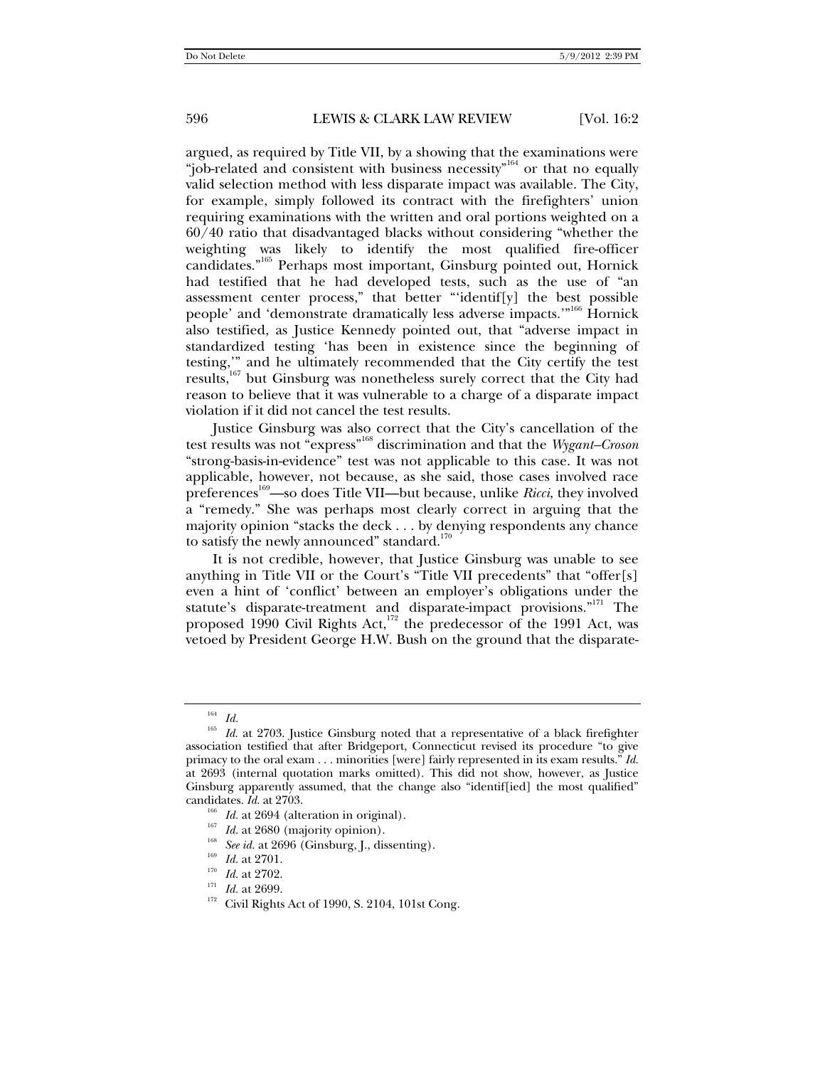argued, as required by Title VII, by a showing that the examinations were "job-related and consistent with business necessity"[164] or that no equally valid selection method with less disparate impact was available. The City, for example, simply followed its contract with the firefighters' union requiring examinations with the written and oral portions weighted on a 60/40 ratio that disadvantaged blacks without considering "whether the weighting was likely to identify the most qualified fire-officer candidates."[165] Perhaps most important, Ginsburg pointed out, Hornick had testified that he had developed tests, such as the use of "an assessment center process," that better "'identif[y] the best possible people' and 'demonstrate dramatically less adverse impacts.'"[166] Hornick also testified, as Justice Kennedy pointed out, that "adverse impact in standardized testing 'has been in existence since the beginning of testing,'" and he ultimately recommended that the City certify the test results,[167] but Ginsburg was nonetheless surely correct that the City had reason to believe that it was vulnerable to a charge of a disparate impact violation if it did not cancel the test results.

Justice Ginsburg was also correct that the City's cancellation of the test results was not "express"[168] discrimination and that the *Wygant–Croson* "strong-basis-in-evidence" test was not applicable to this case. It was not applicable, however, not because, as she said, those cases involved race preferences[169]—so does Title VII—but because, unlike *Ricci*, they involved a "remedy." She was perhaps most clearly correct in arguing that the majority opinion "stacks the deck . . . by denying respondents any chance to satisfy the newly announced" standard.[170]

It is not credible, however, that Justice Ginsburg was unable to see anything in Title VII or the Court's "Title VII precedents" that "offer[s] even a hint of 'conflict' between an employer's obligations under the statute's disparate-treatment and disparate-impact provisions."[171] The proposed 1990 Civil Rights Act,[172] the predecessor of the 1991 Act, was vetoed by President George H.W. Bush on the ground that the disparate-

---

[164] *Id.*

[165] *Id.* at 2703. Justice Ginsburg noted that a representative of a black firefighter association testified that after Bridgeport, Connecticut revised its procedure "to give primacy to the oral exam . . . minorities [were] fairly represented in its exam results." *Id.* at 2693 (internal quotation marks omitted). This did not show, however, as Justice Ginsburg apparently assumed, that the change also "identif[ied] the most qualified" candidates. *Id.* at 2703.

[166] *Id.* at 2694 (alteration in original).

[167] *Id.* at 2680 (majority opinion).

[168] *See id.* at 2696 (Ginsburg, J., dissenting).

[169] *Id.* at 2701.

[170] *Id.* at 2702.

[171] *Id.* at 2699.

[172] Civil Rights Act of 1990, S. 2104, 101st Cong.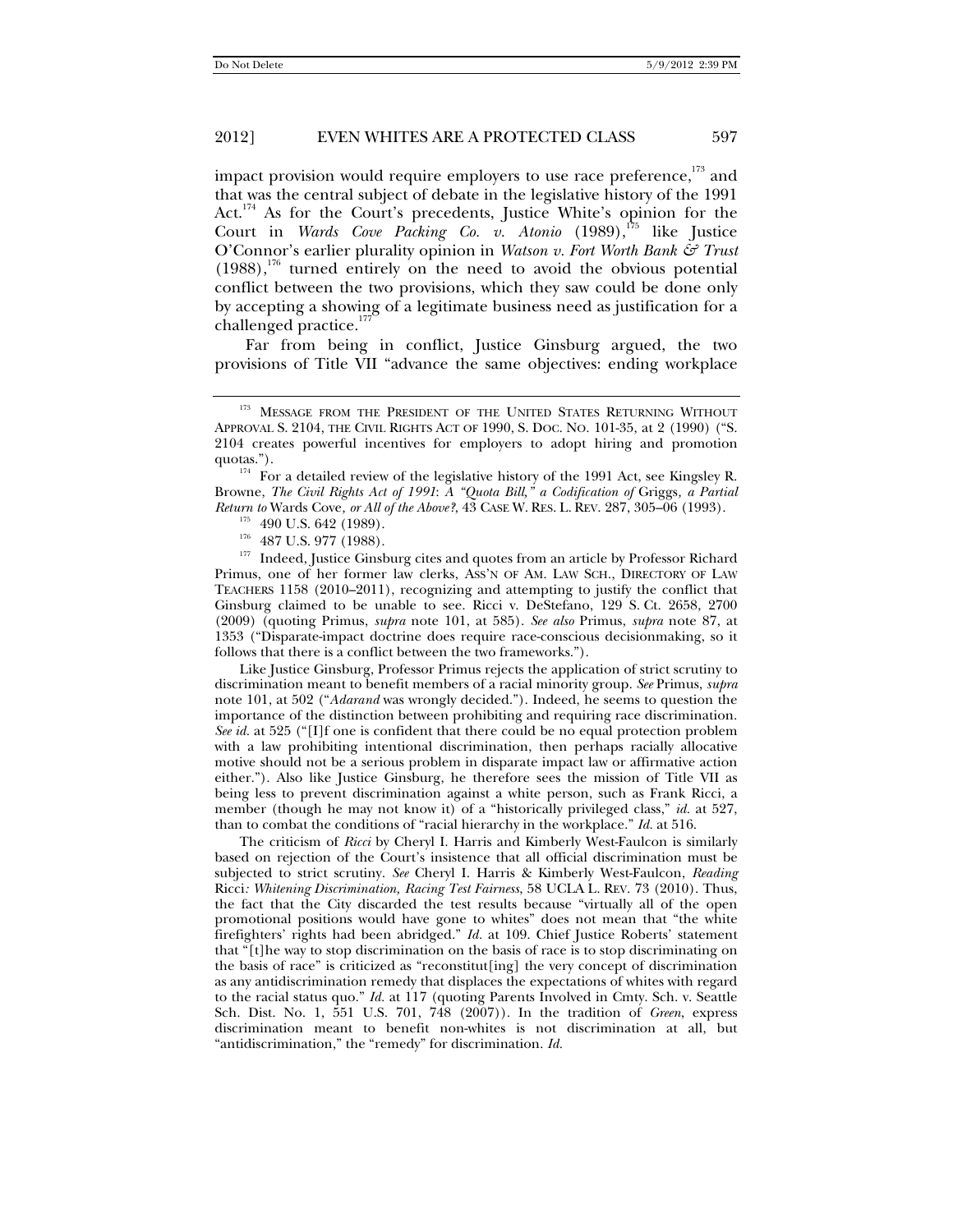impact provision would require employers to use race preference,[173] and that was the central subject of debate in the legislative history of the 1991 Act.[174] As for the Court's precedents, Justice White's opinion for the Court in *Wards Cove Packing Co. v. Atonio* (1989),[175] like Justice O'Connor's earlier plurality opinion in *Watson v. Fort Worth Bank & Trust* (1988),[176] turned entirely on the need to avoid the obvious potential conflict between the two provisions, which they saw could be done only by accepting a showing of a legitimate business need as justification for a challenged practice.[177]

Far from being in conflict, Justice Ginsburg argued, the two provisions of Title VII "advance the same objectives: ending workplace

---

[173] MESSAGE FROM THE PRESIDENT OF THE UNITED STATES RETURNING WITHOUT APPROVAL S. 2104, THE CIVIL RIGHTS ACT OF 1990, S. DOC. NO. 101-35, at 2 (1990) ("S. 2104 creates powerful incentives for employers to adopt hiring and promotion quotas.").

[174] For a detailed review of the legislative history of the 1991 Act, see Kingsley R. Browne, *The Civil Rights Act of 1991*: *A "Quota Bill," a Codification of* Griggs*, a Partial Return to* Wards Cove*, or All of the Above?*, 43 CASE W. RES. L. REV. 287, 305–06 (1993).

[175] 490 U.S. 642 (1989).

[176] 487 U.S. 977 (1988).

[177] Indeed, Justice Ginsburg cites and quotes from an article by Professor Richard Primus, one of her former law clerks, ASS'N OF AM. LAW SCH., DIRECTORY OF LAW TEACHERS 1158 (2010–2011), recognizing and attempting to justify the conflict that Ginsburg claimed to be unable to see. Ricci v. DeStefano, 129 S. Ct. 2658, 2700 (2009) (quoting Primus, *supra* note 101, at 585). *See also* Primus, *supra* note 87, at 1353 ("Disparate-impact doctrine does require race-conscious decisionmaking, so it follows that there is a conflict between the two frameworks.").

Like Justice Ginsburg, Professor Primus rejects the application of strict scrutiny to discrimination meant to benefit members of a racial minority group. *See* Primus, *supra* note 101, at 502 ("*Adarand* was wrongly decided."). Indeed, he seems to question the importance of the distinction between prohibiting and requiring race discrimination. *See id.* at 525 ("[I]f one is confident that there could be no equal protection problem with a law prohibiting intentional discrimination, then perhaps racially allocative motive should not be a serious problem in disparate impact law or affirmative action either."). Also like Justice Ginsburg, he therefore sees the mission of Title VII as being less to prevent discrimination against a white person, such as Frank Ricci, a member (though he may not know it) of a "historically privileged class," *id.* at 527, than to combat the conditions of "racial hierarchy in the workplace." *Id.* at 516.

The criticism of *Ricci* by Cheryl I. Harris and Kimberly West-Faulcon is similarly based on rejection of the Court's insistence that all official discrimination must be subjected to strict scrutiny. *See* Cheryl I. Harris & Kimberly West-Faulcon, *Reading* Ricci*: Whitening Discrimination, Racing Test Fairness*, 58 UCLA L. REV. 73 (2010). Thus, the fact that the City discarded the test results because "virtually all of the open promotional positions would have gone to whites" does not mean that "the white firefighters' rights had been abridged." *Id.* at 109. Chief Justice Roberts' statement that "[t]he way to stop discrimination on the basis of race is to stop discriminating on the basis of race" is criticized as "reconstitut[ing] the very concept of discrimination as any antidiscrimination remedy that displaces the expectations of whites with regard to the racial status quo." *Id.* at 117 (quoting Parents Involved in Cmty. Sch. v. Seattle Sch. Dist. No. 1, 551 U.S. 701, 748 (2007)). In the tradition of *Green*, express discrimination meant to benefit non-whites is not discrimination at all, but "antidiscrimination," the "remedy" for discrimination. *Id.*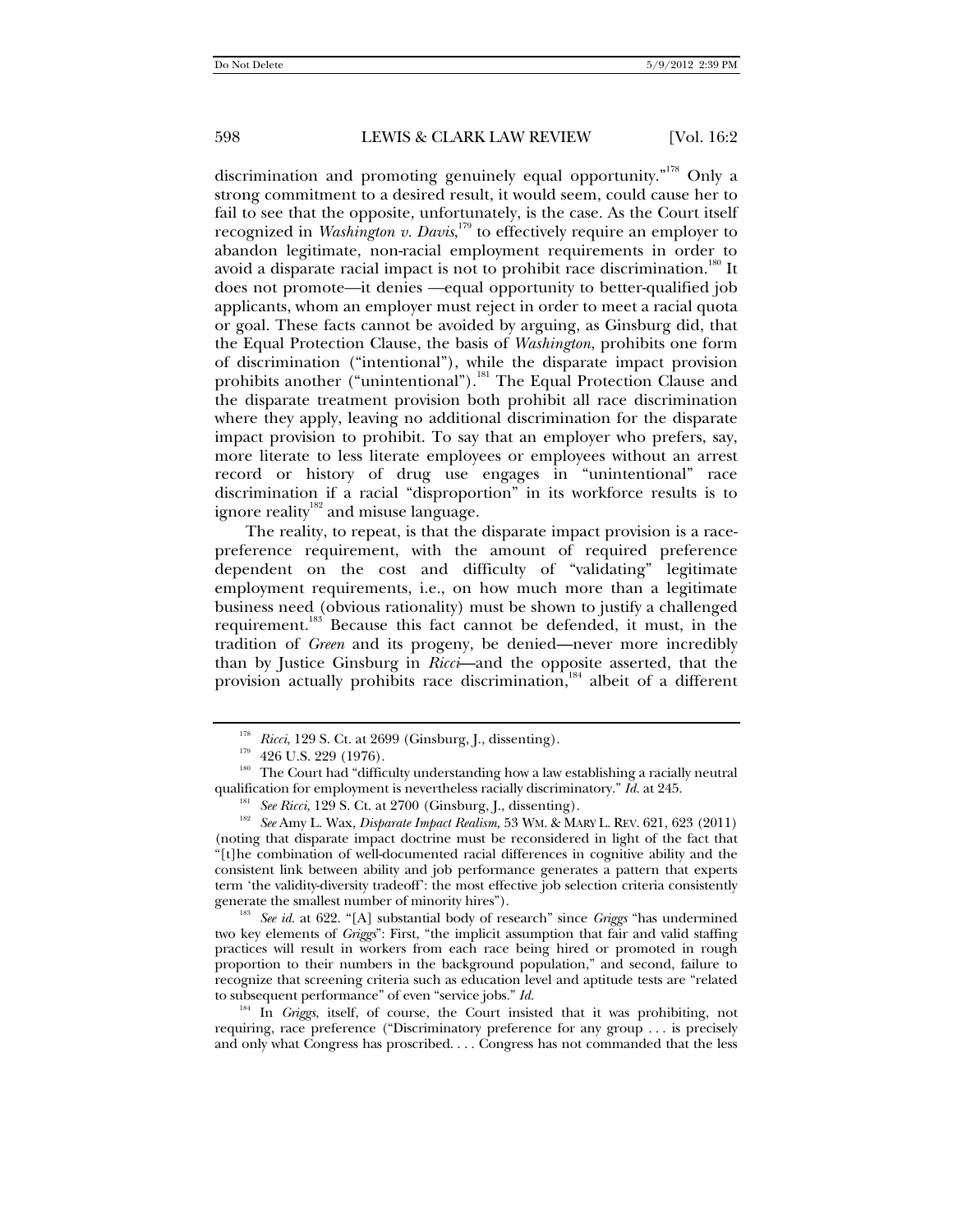discrimination and promoting genuinely equal opportunity."[178] Only a strong commitment to a desired result, it would seem, could cause her to fail to see that the opposite, unfortunately, is the case. As the Court itself recognized in *Washington v. Davis*,[179] to effectively require an employer to abandon legitimate, non-racial employment requirements in order to avoid a disparate racial impact is not to prohibit race discrimination.[180] It does not promote—it denies —equal opportunity to better-qualified job applicants, whom an employer must reject in order to meet a racial quota or goal. These facts cannot be avoided by arguing, as Ginsburg did, that the Equal Protection Clause, the basis of *Washington*, prohibits one form of discrimination ("intentional"), while the disparate impact provision prohibits another ("unintentional").[181] The Equal Protection Clause and the disparate treatment provision both prohibit all race discrimination where they apply, leaving no additional discrimination for the disparate impact provision to prohibit. To say that an employer who prefers, say, more literate to less literate employees or employees without an arrest record or history of drug use engages in "unintentional" race discrimination if a racial "disproportion" in its workforce results is to ignore reality[182] and misuse language.

The reality, to repeat, is that the disparate impact provision is a race-preference requirement, with the amount of required preference dependent on the cost and difficulty of "validating" legitimate employment requirements, i.e., on how much more than a legitimate business need (obvious rationality) must be shown to justify a challenged requirement.[183] Because this fact cannot be defended, it must, in the tradition of *Green* and its progeny, be denied—never more incredibly than by Justice Ginsburg in *Ricci*—and the opposite asserted, that the provision actually prohibits race discrimination,[184] albeit of a different

---

[178] *Ricci*, 129 S. Ct. at 2699 (Ginsburg, J., dissenting).

[179] 426 U.S. 229 (1976).

[180] The Court had "difficulty understanding how a law establishing a racially neutral qualification for employment is nevertheless racially discriminatory." *Id.* at 245.

[181] *See Ricci*, 129 S. Ct. at 2700 (Ginsburg, J., dissenting).

[182] *See* Amy L. Wax, *Disparate Impact Realism*, 53 WM. & MARY L. REV. 621, 623 (2011) (noting that disparate impact doctrine must be reconsidered in light of the fact that "[t]he combination of well-documented racial differences in cognitive ability and the consistent link between ability and job performance generates a pattern that experts term 'the validity-diversity tradeoff': the most effective job selection criteria consistently generate the smallest number of minority hires").

[183] *See id.* at 622. "[A] substantial body of research" since *Griggs* "has undermined two key elements of *Griggs*": First, "the implicit assumption that fair and valid staffing practices will result in workers from each race being hired or promoted in rough proportion to their numbers in the background population," and second, failure to recognize that screening criteria such as education level and aptitude tests are "related to subsequent performance" of even "service jobs." *Id.*

[184] In *Griggs*, itself, of course, the Court insisted that it was prohibiting, not requiring, race preference ("Discriminatory preference for any group . . . is precisely and only what Congress has proscribed. . . . Congress has not commanded that the less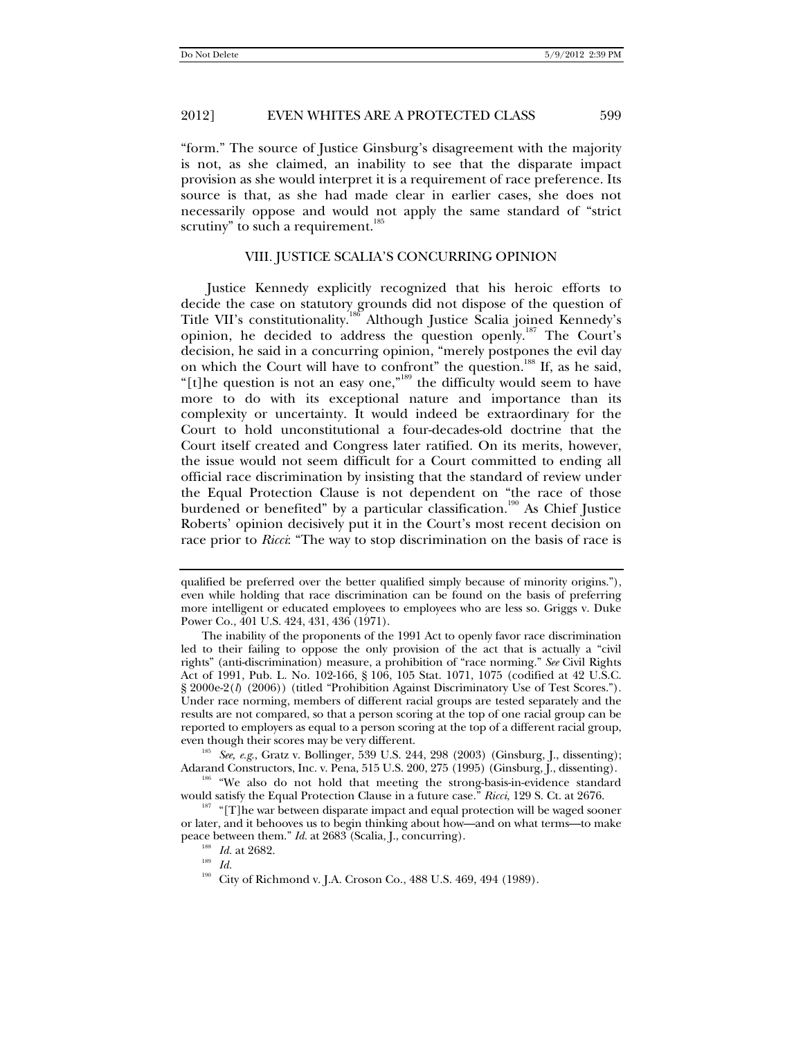"form." The source of Justice Ginsburg's disagreement with the majority is not, as she claimed, an inability to see that the disparate impact provision as she would interpret it is a requirement of race preference. Its source is that, as she had made clear in earlier cases, she does not necessarily oppose and would not apply the same standard of "strict scrutiny" to such a requirement.[185]

## VIII. JUSTICE SCALIA'S CONCURRING OPINION

Justice Kennedy explicitly recognized that his heroic efforts to decide the case on statutory grounds did not dispose of the question of Title VII's constitutionality.[186] Although Justice Scalia joined Kennedy's opinion, he decided to address the question openly.[187] The Court's decision, he said in a concurring opinion, "merely postpones the evil day on which the Court will have to confront" the question.[188] If, as he said, "[t]he question is not an easy one,"[189] the difficulty would seem to have more to do with its exceptional nature and importance than its complexity or uncertainty. It would indeed be extraordinary for the Court to hold unconstitutional a four-decades-old doctrine that the Court itself created and Congress later ratified. On its merits, however, the issue would not seem difficult for a Court committed to ending all official race discrimination by insisting that the standard of review under the Equal Protection Clause is not dependent on "the race of those burdened or benefited" by a particular classification.[190] As Chief Justice Roberts' opinion decisively put it in the Court's most recent decision on race prior to *Ricci*: "The way to stop discrimination on the basis of race is

---

qualified be preferred over the better qualified simply because of minority origins."), even while holding that race discrimination can be found on the basis of preferring more intelligent or educated employees to employees who are less so. Griggs v. Duke Power Co., 401 U.S. 424, 431, 436 (1971).

The inability of the proponents of the 1991 Act to openly favor race discrimination led to their failing to oppose the only provision of the act that is actually a "civil rights" (anti-discrimination) measure, a prohibition of "race norming." *See* Civil Rights Act of 1991, Pub. L. No. 102-166, § 106, 105 Stat. 1071, 1075 (codified at 42 U.S.C. § 2000e-2(*l*) (2006)) (titled "Prohibition Against Discriminatory Use of Test Scores."). Under race norming, members of different racial groups are tested separately and the results are not compared, so that a person scoring at the top of one racial group can be reported to employers as equal to a person scoring at the top of a different racial group, even though their scores may be very different.

[185] *See, e.g.*, Gratz v. Bollinger, 539 U.S. 244, 298 (2003) (Ginsburg, J., dissenting); Adarand Constructors, Inc. v. Pena, 515 U.S. 200, 275 (1995) (Ginsburg, J., dissenting).

[186] "We also do not hold that meeting the strong-basis-in-evidence standard would satisfy the Equal Protection Clause in a future case." *Ricci*, 129 S. Ct. at 2676.

[187] "[T]he war between disparate impact and equal protection will be waged sooner or later, and it behooves us to begin thinking about how—and on what terms—to make peace between them." *Id.* at 2683 (Scalia, J., concurring).

[188] *Id.* at 2682.

[189] *Id.*

[190] City of Richmond v. J.A. Croson Co., 488 U.S. 469, 494 (1989).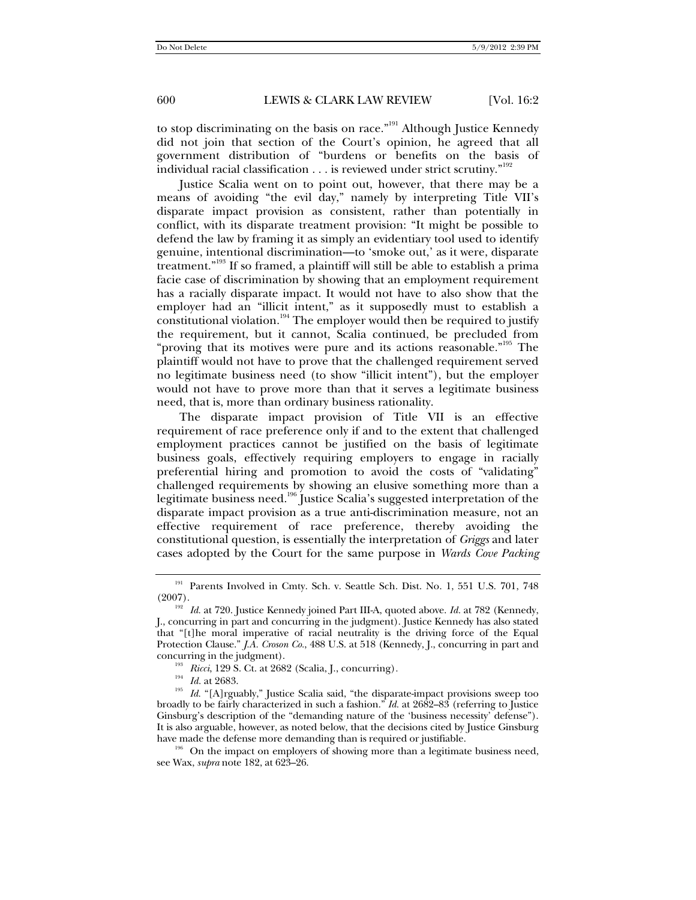to stop discriminating on the basis on race."[191] Although Justice Kennedy did not join that section of the Court's opinion, he agreed that all government distribution of "burdens or benefits on the basis of individual racial classification . . . is reviewed under strict scrutiny."[192]

Justice Scalia went on to point out, however, that there may be a means of avoiding "the evil day," namely by interpreting Title VII's disparate impact provision as consistent, rather than potentially in conflict, with its disparate treatment provision: "It might be possible to defend the law by framing it as simply an evidentiary tool used to identify genuine, intentional discrimination—to 'smoke out,' as it were, disparate treatment."[193] If so framed, a plaintiff will still be able to establish a prima facie case of discrimination by showing that an employment requirement has a racially disparate impact. It would not have to also show that the employer had an "illicit intent," as it supposedly must to establish a constitutional violation.[194] The employer would then be required to justify the requirement, but it cannot, Scalia continued, be precluded from "proving that its motives were pure and its actions reasonable."[195] The plaintiff would not have to prove that the challenged requirement served no legitimate business need (to show "illicit intent"), but the employer would not have to prove more than that it serves a legitimate business need, that is, more than ordinary business rationality.

The disparate impact provision of Title VII is an effective requirement of race preference only if and to the extent that challenged employment practices cannot be justified on the basis of legitimate business goals, effectively requiring employers to engage in racially preferential hiring and promotion to avoid the costs of "validating" challenged requirements by showing an elusive something more than a legitimate business need.[196] Justice Scalia's suggested interpretation of the disparate impact provision as a true anti-discrimination measure, not an effective requirement of race preference, thereby avoiding the constitutional question, is essentially the interpretation of *Griggs* and later cases adopted by the Court for the same purpose in *Wards Cove Packing*

---

[191] Parents Involved in Cmty. Sch. v. Seattle Sch. Dist. No. 1, 551 U.S. 701, 748 (2007).

[192] *Id.* at 720. Justice Kennedy joined Part III-A, quoted above. *Id.* at 782 (Kennedy, J., concurring in part and concurring in the judgment). Justice Kennedy has also stated that "[t]he moral imperative of racial neutrality is the driving force of the Equal Protection Clause." *J.A. Croson Co.*, 488 U.S. at 518 (Kennedy, J., concurring in part and concurring in the judgment).

[193] *Ricci*, 129 S. Ct. at 2682 (Scalia, J., concurring).

[194] *Id.* at 2683.

[195] *Id.* "[A]rguably," Justice Scalia said, "the disparate-impact provisions sweep too broadly to be fairly characterized in such a fashion." *Id.* at 2682–83 (referring to Justice Ginsburg's description of the "demanding nature of the 'business necessity' defense"). It is also arguable, however, as noted below, that the decisions cited by Justice Ginsburg have made the defense more demanding than is required or justifiable.

[196] On the impact on employers of showing more than a legitimate business need, see Wax, *supra* note 182, at 623–26.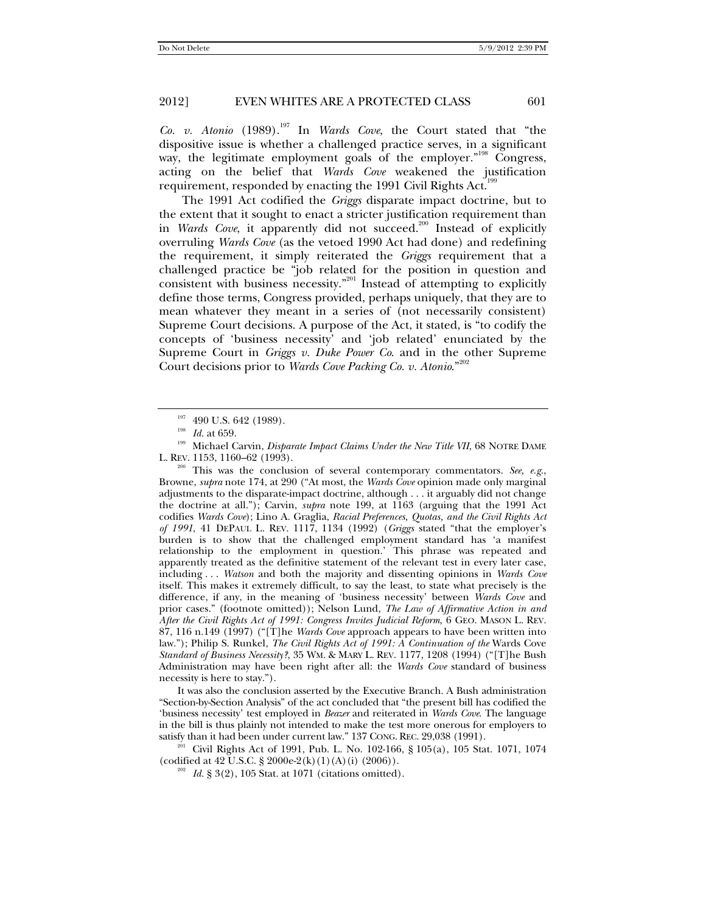*Co. v. Atonio* (1989).[197] In *Wards Cove*, the Court stated that "the dispositive issue is whether a challenged practice serves, in a significant way, the legitimate employment goals of the employer."[198] Congress, acting on the belief that *Wards Cove* weakened the justification requirement, responded by enacting the 1991 Civil Rights Act.[199]

The 1991 Act codified the *Griggs* disparate impact doctrine, but to the extent that it sought to enact a stricter justification requirement than in *Wards Cove*, it apparently did not succeed.[200] Instead of explicitly overruling *Wards Cove* (as the vetoed 1990 Act had done) and redefining the requirement, it simply reiterated the *Griggs* requirement that a challenged practice be "job related for the position in question and consistent with business necessity."[201] Instead of attempting to explicitly define those terms, Congress provided, perhaps uniquely, that they are to mean whatever they meant in a series of (not necessarily consistent) Supreme Court decisions. A purpose of the Act, it stated, is "to codify the concepts of 'business necessity' and 'job related' enunciated by the Supreme Court in *Griggs v. Duke Power Co.* and in the other Supreme Court decisions prior to *Wards Cove Packing Co. v. Atonio*."[202]

---

[197] 490 U.S. 642 (1989).

[198] *Id.* at 659.

[199] Michael Carvin, *Disparate Impact Claims Under the New Title VII*, 68 NOTRE DAME L. REV. 1153, 1160–62 (1993).

[200] This was the conclusion of several contemporary commentators. *See, e.g.*, Browne, *supra* note 174, at 290 ("At most, the *Wards Cove* opinion made only marginal adjustments to the disparate-impact doctrine, although . . . it arguably did not change the doctrine at all."); Carvin, *supra* note 199, at 1163 (arguing that the 1991 Act codifies *Wards Cove*); Lino A. Graglia, *Racial Preferences, Quotas, and the Civil Rights Act of 1991*, 41 DEPAUL L. REV. 1117, 1134 (1992) (*Griggs* stated "that the employer's burden is to show that the challenged employment standard has 'a manifest relationship to the employment in question.' This phrase was repeated and apparently treated as the definitive statement of the relevant test in every later case, including . . . *Watson* and both the majority and dissenting opinions in *Wards Cove* itself. This makes it extremely difficult, to say the least, to state what precisely is the difference, if any, in the meaning of 'business necessity' between *Wards Cove* and prior cases." (footnote omitted)); Nelson Lund, *The Law of Affirmative Action in and After the Civil Rights Act of 1991: Congress Invites Judicial Reform*, 6 GEO. MASON L. REV. 87, 116 n.149 (1997) ("[T]he *Wards Cove* approach appears to have been written into law."); Philip S. Runkel, *The Civil Rights Act of 1991: A Continuation of the* Wards Cove *Standard of Business Necessity?*, 35 WM. & MARY L. REV. 1177, 1208 (1994) ("[T]he Bush Administration may have been right after all: the *Wards Cove* standard of business necessity is here to stay.").

It was also the conclusion asserted by the Executive Branch. A Bush administration "Section-by-Section Analysis" of the act concluded that "the present bill has codified the 'business necessity' test employed in *Beazer* and reiterated in *Wards Cove*. The language in the bill is thus plainly not intended to make the test more onerous for employers to satisfy than it had been under current law." 137 CONG. REC. 29,038 (1991).

[201] Civil Rights Act of 1991, Pub. L. No. 102-166, § 105(a), 105 Stat. 1071, 1074 (codified at 42 U.S.C. § 2000e-2(k)(1)(A)(i) (2006)).

[202] *Id.* § 3(2), 105 Stat. at 1071 (citations omitted).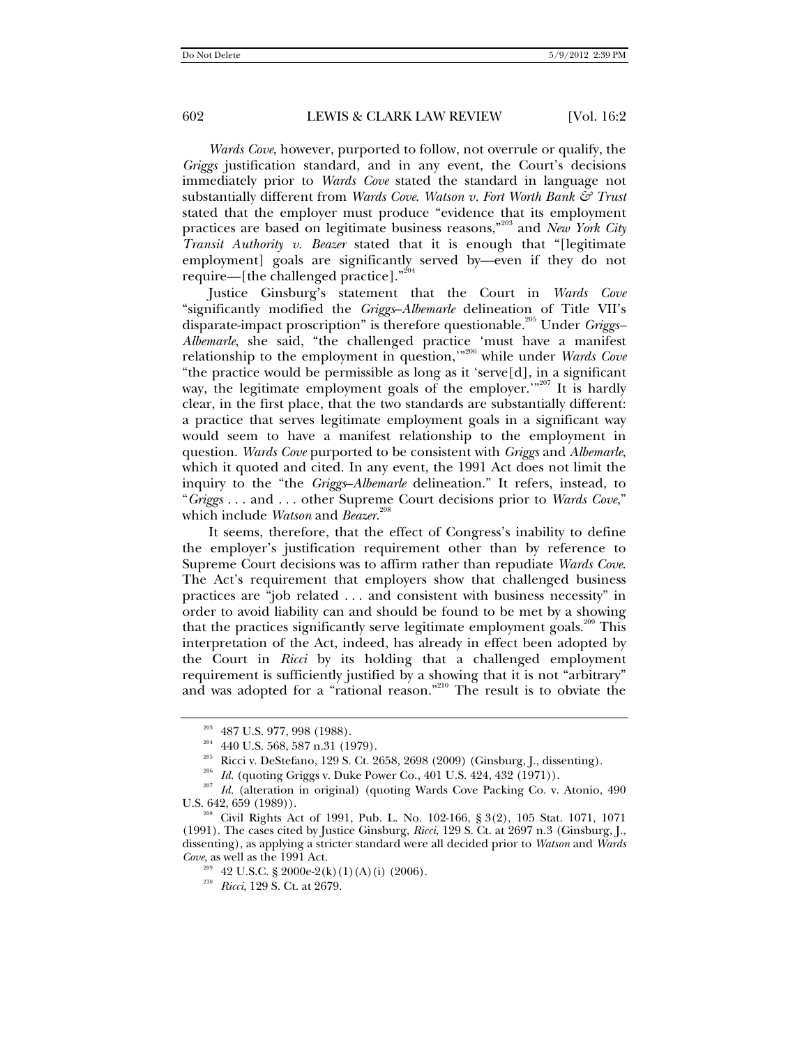*Wards Cove*, however, purported to follow, not overrule or qualify, the *Griggs* justification standard, and in any event, the Court's decisions immediately prior to *Wards Cove* stated the standard in language not substantially different from *Wards Cove*. *Watson v. Fort Worth Bank & Trust* stated that the employer must produce "evidence that its employment practices are based on legitimate business reasons,"[203] and *New York City Transit Authority v. Beazer* stated that it is enough that "[legitimate employment] goals are significantly served by—even if they do not require—[the challenged practice]."[204]

Justice Ginsburg's statement that the Court in *Wards Cove* "significantly modified the *Griggs*–*Albemarle* delineation of Title VII's disparate-impact proscription" is therefore questionable.[205] Under *Griggs*–*Albemarle*, she said, "the challenged practice 'must have a manifest relationship to the employment in question,'"[206] while under *Wards Cove* "the practice would be permissible as long as it 'serve[d], in a significant way, the legitimate employment goals of the employer.'"[207] It is hardly clear, in the first place, that the two standards are substantially different: a practice that serves legitimate employment goals in a significant way would seem to have a manifest relationship to the employment in question. *Wards Cove* purported to be consistent with *Griggs* and *Albemarle*, which it quoted and cited. In any event, the 1991 Act does not limit the inquiry to the "the *Griggs*–*Albemarle* delineation." It refers, instead, to "*Griggs* . . . and . . . other Supreme Court decisions prior to *Wards Cove*," which include *Watson* and *Beazer*.[208]

It seems, therefore, that the effect of Congress's inability to define the employer's justification requirement other than by reference to Supreme Court decisions was to affirm rather than repudiate *Wards Cove*. The Act's requirement that employers show that challenged business practices are "job related . . . and consistent with business necessity" in order to avoid liability can and should be found to be met by a showing that the practices significantly serve legitimate employment goals.[209] This interpretation of the Act, indeed, has already in effect been adopted by the Court in *Ricci* by its holding that a challenged employment requirement is sufficiently justified by a showing that it is not "arbitrary" and was adopted for a "rational reason."[210] The result is to obviate the

---

[203] 487 U.S. 977, 998 (1988).

[204] 440 U.S. 568, 587 n.31 (1979).

[205] Ricci v. DeStefano, 129 S. Ct. 2658, 2698 (2009) (Ginsburg, J., dissenting).

[206] *Id.* (quoting Griggs v. Duke Power Co., 401 U.S. 424, 432 (1971)).

[207] *Id.* (alteration in original) (quoting Wards Cove Packing Co. v. Atonio, 490 U.S. 642, 659 (1989)).

[208] Civil Rights Act of 1991, Pub. L. No. 102-166, § 3(2), 105 Stat. 1071, 1071 (1991). The cases cited by Justice Ginsburg, *Ricci*, 129 S. Ct. at 2697 n.3 (Ginsburg, J., dissenting), as applying a stricter standard were all decided prior to *Watson* and *Wards Cove*, as well as the 1991 Act.

[209] 42 U.S.C. § 2000e-2(k)(1)(A)(i) (2006).

[210] *Ricci*, 129 S. Ct. at 2679.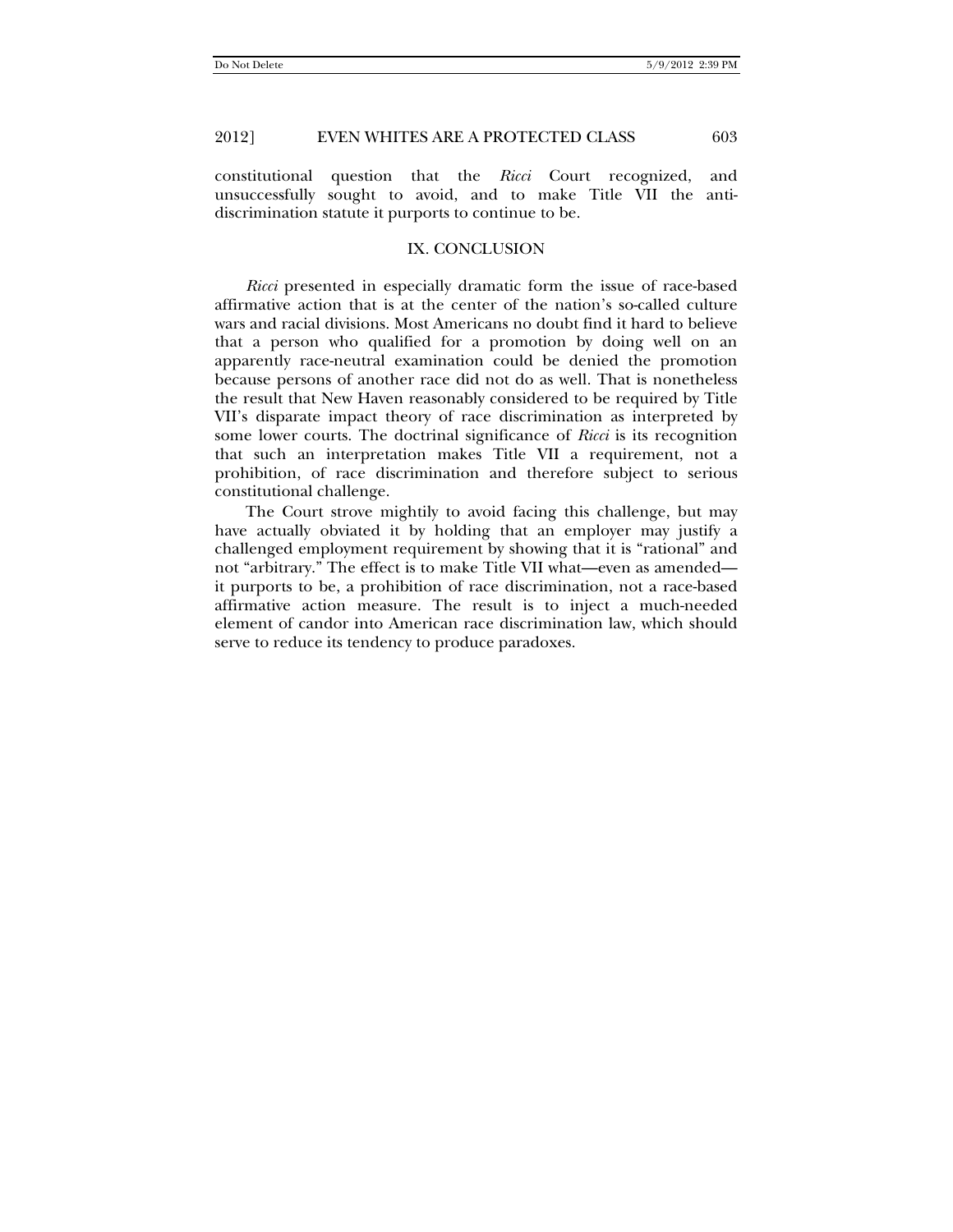constitutional question that the *Ricci* Court recognized, and unsuccessfully sought to avoid, and to make Title VII the anti-discrimination statute it purports to continue to be.

## IX. CONCLUSION

*Ricci* presented in especially dramatic form the issue of race-based affirmative action that is at the center of the nation's so-called culture wars and racial divisions. Most Americans no doubt find it hard to believe that a person who qualified for a promotion by doing well on an apparently race-neutral examination could be denied the promotion because persons of another race did not do as well. That is nonetheless the result that New Haven reasonably considered to be required by Title VII's disparate impact theory of race discrimination as interpreted by some lower courts. The doctrinal significance of *Ricci* is its recognition that such an interpretation makes Title VII a requirement, not a prohibition, of race discrimination and therefore subject to serious constitutional challenge.

The Court strove mightily to avoid facing this challenge, but may have actually obviated it by holding that an employer may justify a challenged employment requirement by showing that it is "rational" and not "arbitrary." The effect is to make Title VII what—even as amended—it purports to be, a prohibition of race discrimination, not a race-based affirmative action measure. The result is to inject a much-needed element of candor into American race discrimination law, which should serve to reduce its tendency to produce paradoxes.